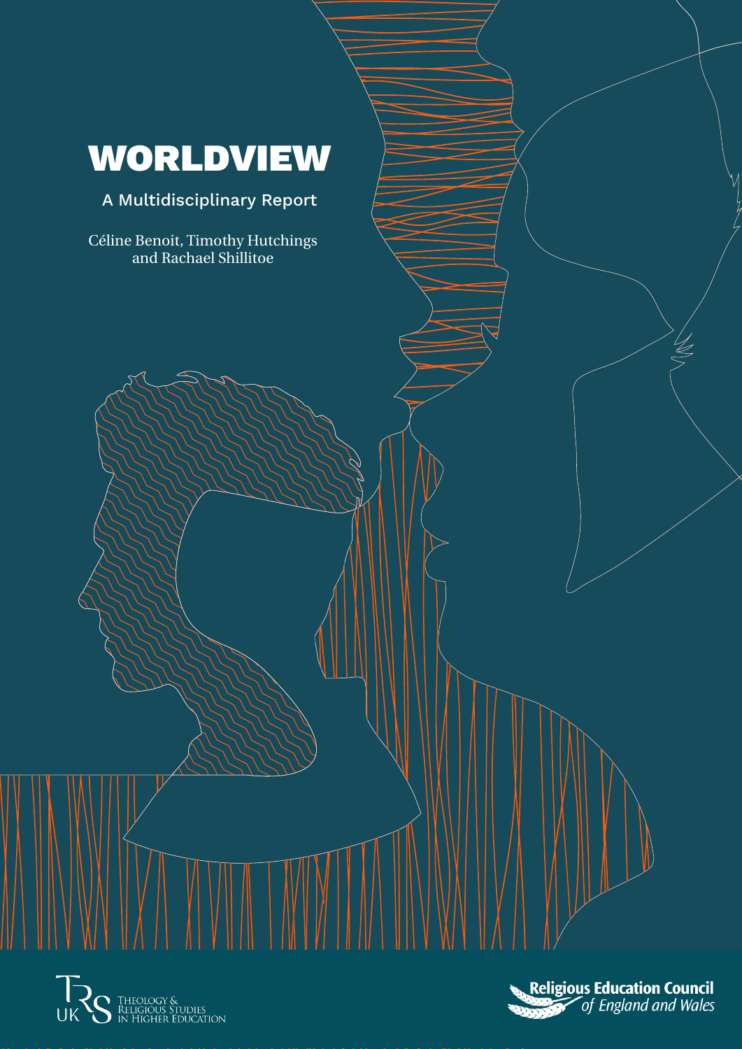# WORLDVIEW

A Multidisciplinary Report

Céline Benoit, Timothy Hutchings and Rachael Shillitoe

TRS UK Theology & Religious Studies in Higher Education

Religious Education Council of England and Wales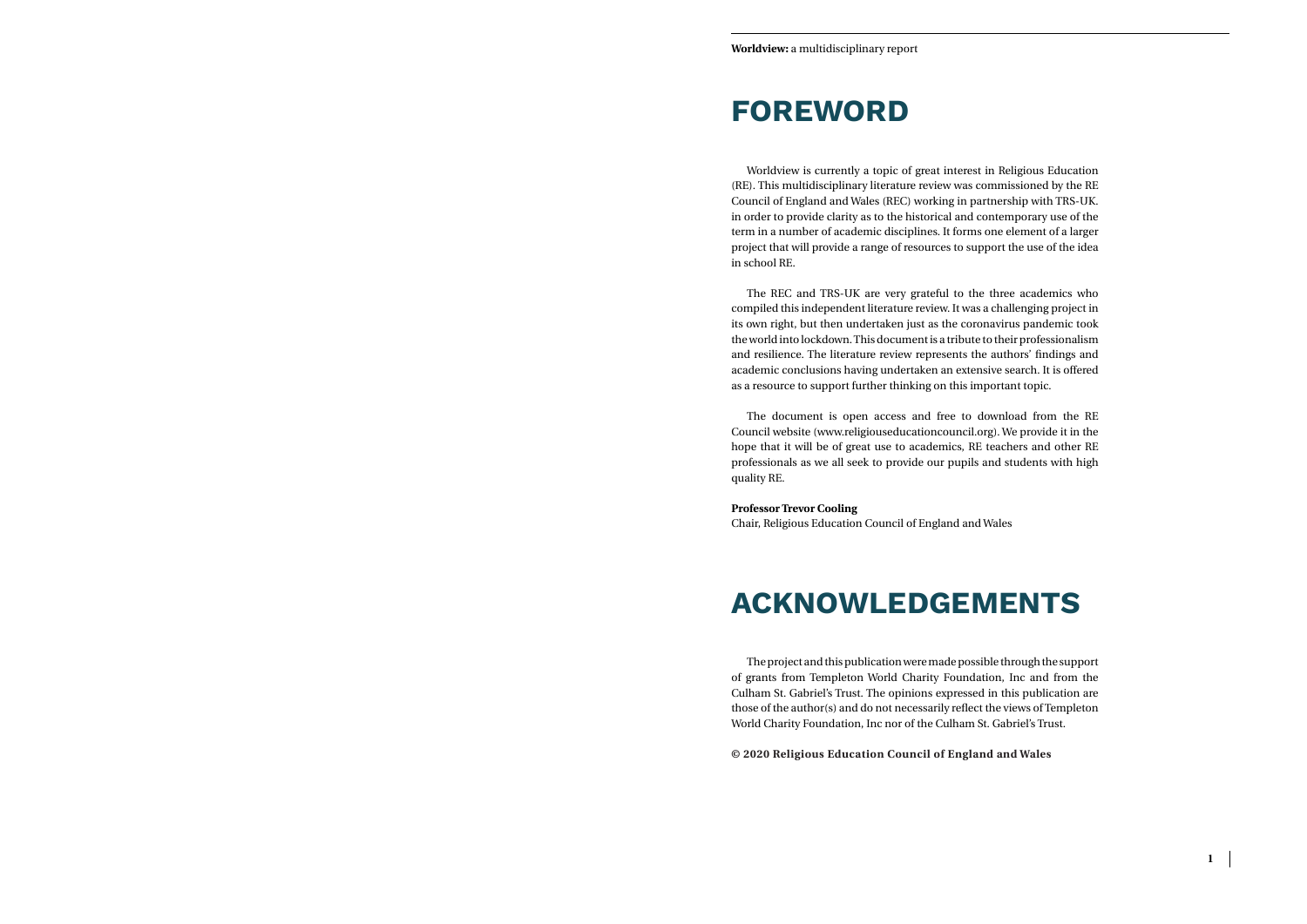# FOREWORD

Worldview is currently a topic of great interest in Religious Education (RE). This multidisciplinary literature review was commissioned by the RE Council of England and Wales (REC) working in partnership with TRS-UK. in order to provide clarity as to the historical and contemporary use of the term in a number of academic disciplines. It forms one element of a larger project that will provide a range of resources to support the use of the idea in school RE.

The REC and TRS-UK are very grateful to the three academics who compiled this independent literature review. It was a challenging project in its own right, but then undertaken just as the coronavirus pandemic took the world into lockdown. This document is a tribute to their professionalism and resilience. The literature review represents the authors' findings and academic conclusions having undertaken an extensive search. It is offered as a resource to support further thinking on this important topic.

The document is open access and free to download from the RE Council website (www.religiouseducationcouncil.org). We provide it in the hope that it will be of great use to academics, RE teachers and other RE professionals as we all seek to provide our pupils and students with high quality RE.

**Professor Trevor Cooling**
Chair, Religious Education Council of England and Wales

# ACKNOWLEDGEMENTS

The project and this publication were made possible through the support of grants from Templeton World Charity Foundation, Inc and from the Culham St. Gabriel's Trust. The opinions expressed in this publication are those of the author(s) and do not necessarily reflect the views of Templeton World Charity Foundation, Inc nor of the Culham St. Gabriel's Trust.

**© 2020 Religious Education Council of England and Wales**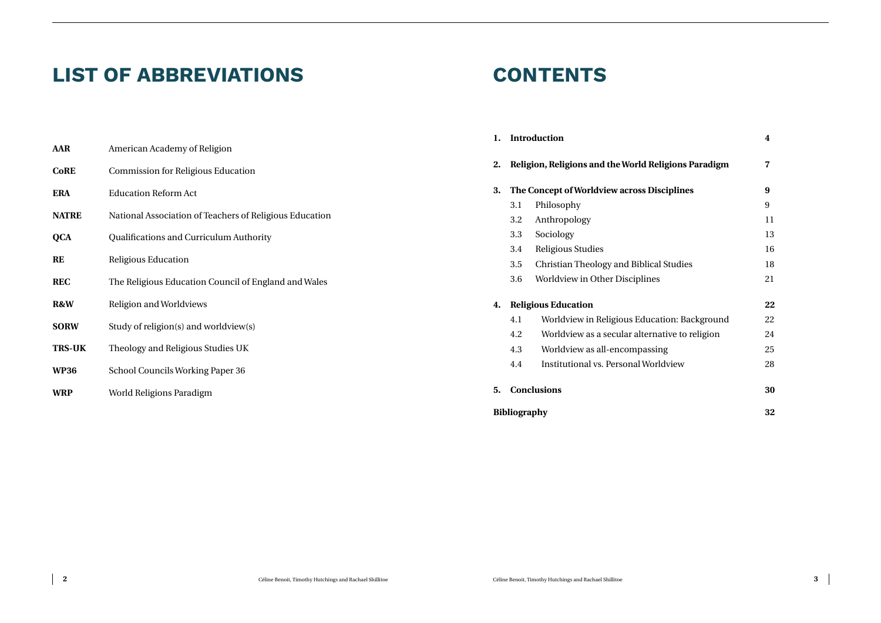# LIST OF ABBREVIATIONS

| | |
|---|---|
| **AAR** | American Academy of Religion |
| **CoRE** | Commission for Religious Education |
| **ERA** | Education Reform Act |
| **NATRE** | National Association of Teachers of Religious Education |
| **QCA** | Qualifications and Curriculum Authority |
| **RE** | Religious Education |
| **REC** | The Religious Education Council of England and Wales |
| **R&W** | Religion and Worldviews |
| **SORW** | Study of religion(s) and worldview(s) |
| **TRS-UK** | Theology and Religious Studies UK |
| **WP36** | School Councils Working Paper 36 |
| **WRP** | World Religions Paradigm |

# CONTENTS

| | | |
|---|---|---|
| **1.** | **Introduction** | **4** |
| **2.** | **Religion, Religions and the World Religions Paradigm** | **7** |
| **3.** | **The Concept of Worldview across Disciplines** | **9** |
| 3.1 | Philosophy | 9 |
| 3.2 | Anthropology | 11 |
| 3.3 | Sociology | 13 |
| 3.4 | Religious Studies | 16 |
| 3.5 | Christian Theology and Biblical Studies | 18 |
| 3.6 | Worldview in Other Disciplines | 21 |
| **4.** | **Religious Education** | **22** |
| 4.1 | Worldview in Religious Education: Background | 22 |
| 4.2 | Worldview as a secular alternative to religion | 24 |
| 4.3 | Worldview as all-encompassing | 25 |
| 4.4 | Institutional vs. Personal Worldview | 28 |
| **5.** | **Conclusions** | **30** |
| | **Bibliography** | **32** |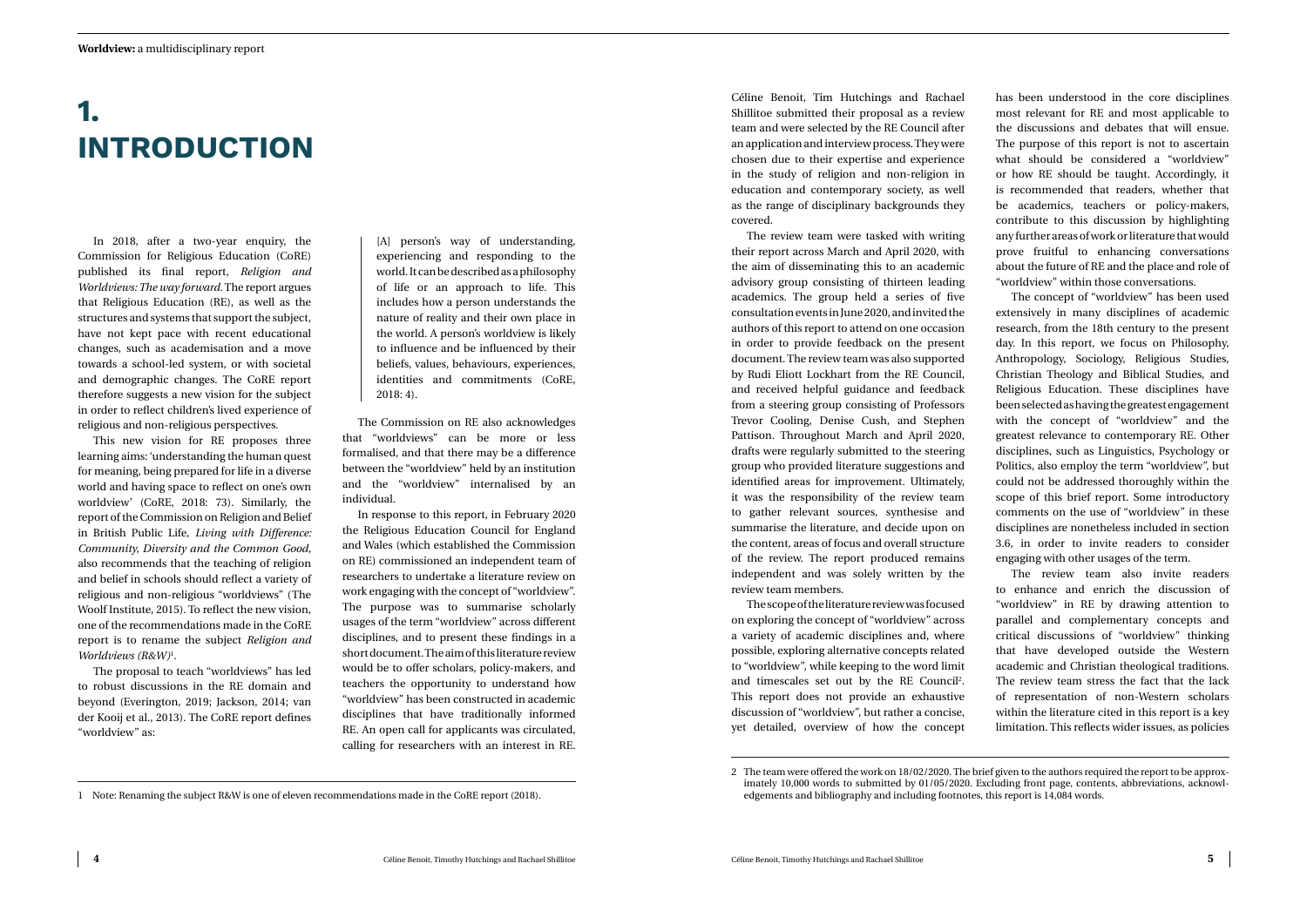# 1. INTRODUCTION

In 2018, after a two-year enquiry, the Commission for Religious Education (CoRE) published its final report, *Religion and Worldviews: The way forward.* The report argues that Religious Education (RE), as well as the structures and systems that support the subject, have not kept pace with recent educational changes, such as academisation and a move towards a school-led system, or with societal and demographic changes. The CoRE report therefore suggests a new vision for the subject in order to reflect children's lived experience of religious and non-religious perspectives.

This new vision for RE proposes three learning aims: 'understanding the human quest for meaning, being prepared for life in a diverse world and having space to reflect on one's own worldview' (CoRE, 2018: 73). Similarly, the report of the Commission on Religion and Belief in British Public Life, *Living with Difference: Community, Diversity and the Common Good*, also recommends that the teaching of religion and belief in schools should reflect a variety of religious and non-religious "worldviews" (The Woolf Institute, 2015). To reflect the new vision, one of the recommendations made in the CoRE report is to rename the subject *Religion and Worldviews (R&W)*[1].

The proposal to teach "worldviews" has led to robust discussions in the RE domain and beyond (Everington, 2019; Jackson, 2014; van der Kooij et al., 2013). The CoRE report defines "worldview" as:

> [A] person's way of understanding, experiencing and responding to the world. It can be described as a philosophy of life or an approach to life. This includes how a person understands the nature of reality and their own place in the world. A person's worldview is likely to influence and be influenced by their beliefs, values, behaviours, experiences, identities and commitments (CoRE, 2018: 4).

The Commission on RE also acknowledges that "worldviews" can be more or less formalised, and that there may be a difference between the "worldview" held by an institution and the "worldview" internalised by an individual.

In response to this report, in February 2020 the Religious Education Council for England and Wales (which established the Commission on RE) commissioned an independent team of researchers to undertake a literature review on work engaging with the concept of "worldview". The purpose was to summarise scholarly usages of the term "worldview" across different disciplines, and to present these findings in a short document. The aim of this literature review would be to offer scholars, policy-makers, and teachers the opportunity to understand how "worldview" has been constructed in academic disciplines that have traditionally informed RE. An open call for applicants was circulated, calling for researchers with an interest in RE. Céline Benoit, Tim Hutchings and Rachael Shillitoe submitted their proposal as a review team and were selected by the RE Council after an application and interview process. They were chosen due to their expertise and experience in the study of religion and non-religion in education and contemporary society, as well as the range of disciplinary backgrounds they covered.

The review team were tasked with writing their report across March and April 2020, with the aim of disseminating this to an academic advisory group consisting of thirteen leading academics. The group held a series of five consultation events in June 2020, and invited the authors of this report to attend on one occasion in order to provide feedback on the present document. The review team was also supported by Rudi Eliott Lockhart from the RE Council, and received helpful guidance and feedback from a steering group consisting of Professors Trevor Cooling, Denise Cush, and Stephen Pattison. Throughout March and April 2020, drafts were regularly submitted to the steering group who provided literature suggestions and identified areas for improvement. Ultimately, it was the responsibility of the review team to gather relevant sources, synthesise and summarise the literature, and decide upon on the content, areas of focus and overall structure of the review. The report produced remains independent and was solely written by the review team members.

The scope of the literature review was focused on exploring the concept of "worldview" across a variety of academic disciplines and, where possible, exploring alternative concepts related to "worldview", while keeping to the word limit and timescales set out by the RE Council[2]. This report does not provide an exhaustive discussion of "worldview", but rather a concise, yet detailed, overview of how the concept has been understood in the core disciplines most relevant for RE and most applicable to the discussions and debates that will ensue. The purpose of this report is not to ascertain what should be considered a "worldview" or how RE should be taught. Accordingly, it is recommended that readers, whether that be academics, teachers or policy-makers, contribute to this discussion by highlighting any further areas of work or literature that would prove fruitful to enhancing conversations about the future of RE and the place and role of "worldview" within those conversations.

The concept of "worldview" has been used extensively in many disciplines of academic research, from the 18th century to the present day. In this report, we focus on Philosophy, Anthropology, Sociology, Religious Studies, Christian Theology and Biblical Studies, and Religious Education. These disciplines have been selected as having the greatest engagement with the concept of "worldview" and the greatest relevance to contemporary RE. Other disciplines, such as Linguistics, Psychology or Politics, also employ the term "worldview", but could not be addressed thoroughly within the scope of this brief report. Some introductory comments on the use of "worldview" in these disciplines are nonetheless included in section 3.6, in order to invite readers to consider engaging with other usages of the term.

The review team also invite readers to enhance and enrich the discussion of "worldview" in RE by drawing attention to parallel and complementary concepts and critical discussions of "worldview" thinking that have developed outside the Western academic and Christian theological traditions. The review team stress the fact that the lack of representation of non-Western scholars within the literature cited in this report is a key limitation. This reflects wider issues, as policies

---

1 Note: Renaming the subject R&W is one of eleven recommendations made in the CoRE report (2018).

2 The team were offered the work on 18/02/2020. The brief given to the authors required the report to be approximately 10,000 words to submitted by 01/05/2020. Excluding front page, contents, abbreviations, acknowledgements and bibliography and including footnotes, this report is 14,084 words.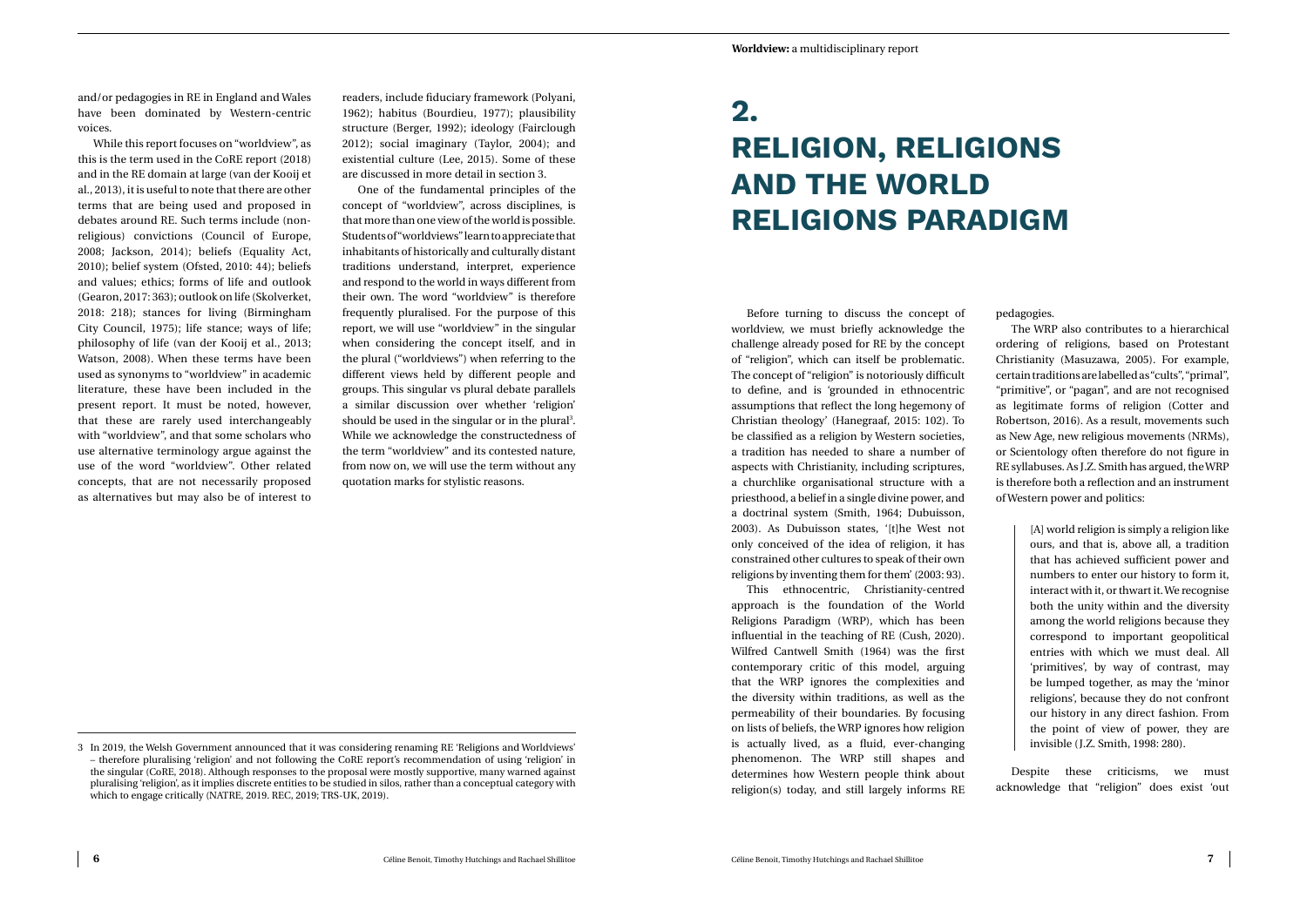and/or pedagogies in RE in England and Wales have been dominated by Western-centric voices.

While this report focuses on "worldview", as this is the term used in the CoRE report (2018) and in the RE domain at large (van der Kooij et al., 2013), it is useful to note that there are other terms that are being used and proposed in debates around RE. Such terms include (non-religious) convictions (Council of Europe, 2008; Jackson, 2014); beliefs (Equality Act, 2010); belief system (Ofsted, 2010: 44); beliefs and values; ethics; forms of life and outlook (Gearon, 2017: 363); outlook on life (Skolverket, 2018: 218); stances for living (Birmingham City Council, 1975); life stance; ways of life; philosophy of life (van der Kooij et al., 2013; Watson, 2008). When these terms have been used as synonyms to "worldview" in academic literature, these have been included in the present report. It must be noted, however, that these are rarely used interchangeably with "worldview", and that some scholars who use alternative terminology argue against the use of the word "worldview". Other related concepts, that are not necessarily proposed as alternatives but may also be of interest to readers, include fiduciary framework (Polyani, 1962); habitus (Bourdieu, 1977); plausibility structure (Berger, 1992); ideology (Fairclough 2012); social imaginary (Taylor, 2004); and existential culture (Lee, 2015). Some of these are discussed in more detail in section 3.

One of the fundamental principles of the concept of "worldview", across disciplines, is that more than one view of the world is possible. Students of "worldviews" learn to appreciate that inhabitants of historically and culturally distant traditions understand, interpret, experience and respond to the world in ways different from their own. The word "worldview" is therefore frequently pluralised. For the purpose of this report, we will use "worldview" in the singular when considering the concept itself, and in the plural ("worldviews") when referring to the different views held by different people and groups. This singular vs plural debate parallels a similar discussion over whether 'religion' should be used in the singular or in the plural[3]. While we acknowledge the constructedness of the term "worldview" and its contested nature, from now on, we will use the term without any quotation marks for stylistic reasons.

[3] In 2019, the Welsh Government announced that it was considering renaming RE 'Religions and Worldviews' – therefore pluralising 'religion' and not following the CoRE report's recommendation of using 'religion' in the singular (CoRE, 2018). Although responses to the proposal were mostly supportive, many warned against pluralising 'religion', as it implies discrete entities to be studied in silos, rather than a conceptual category with which to engage critically (NATRE, 2019. REC, 2019; TRS-UK, 2019).

# 2. RELIGION, RELIGIONS AND THE WORLD RELIGIONS PARADIGM

Before turning to discuss the concept of worldview, we must briefly acknowledge the challenge already posed for RE by the concept of "religion", which can itself be problematic. The concept of "religion" is notoriously difficult to define, and is 'grounded in ethnocentric assumptions that reflect the long hegemony of Christian theology' (Hanegraaf, 2015: 102). To be classified as a religion by Western societies, a tradition has needed to share a number of aspects with Christianity, including scriptures, a churchlike organisational structure with a priesthood, a belief in a single divine power, and a doctrinal system (Smith, 1964; Dubuisson, 2003). As Dubuisson states, '[t]he West not only conceived of the idea of religion, it has constrained other cultures to speak of their own religions by inventing them for them' (2003: 93).

This ethnocentric, Christianity-centred approach is the foundation of the World Religions Paradigm (WRP), which has been influential in the teaching of RE (Cush, 2020). Wilfred Cantwell Smith (1964) was the first contemporary critic of this model, arguing that the WRP ignores the complexities and the diversity within traditions, as well as the permeability of their boundaries. By focusing on lists of beliefs, the WRP ignores how religion is actually lived, as a fluid, ever-changing phenomenon. The WRP still shapes and determines how Western people think about religion(s) today, and still largely informs RE pedagogies.

The WRP also contributes to a hierarchical ordering of religions, based on Protestant Christianity (Masuzawa, 2005). For example, certain traditions are labelled as "cults", "primal", "primitive", or "pagan", and are not recognised as legitimate forms of religion (Cotter and Robertson, 2016). As a result, movements such as New Age, new religious movements (NRMs), or Scientology often therefore do not figure in RE syllabuses. As J.Z. Smith has argued, the WRP is therefore both a reflection and an instrument of Western power and politics:

> [A] world religion is simply a religion like ours, and that is, above all, a tradition that has achieved sufficient power and numbers to enter our history to form it, interact with it, or thwart it. We recognise both the unity within and the diversity among the world religions because they correspond to important geopolitical entries with which we must deal. All 'primitives', by way of contrast, may be lumped together, as may the 'minor religions', because they do not confront our history in any direct fashion. From the point of view of power, they are invisible (J.Z. Smith, 1998: 280).

Despite these criticisms, we must acknowledge that "religion" does exist 'out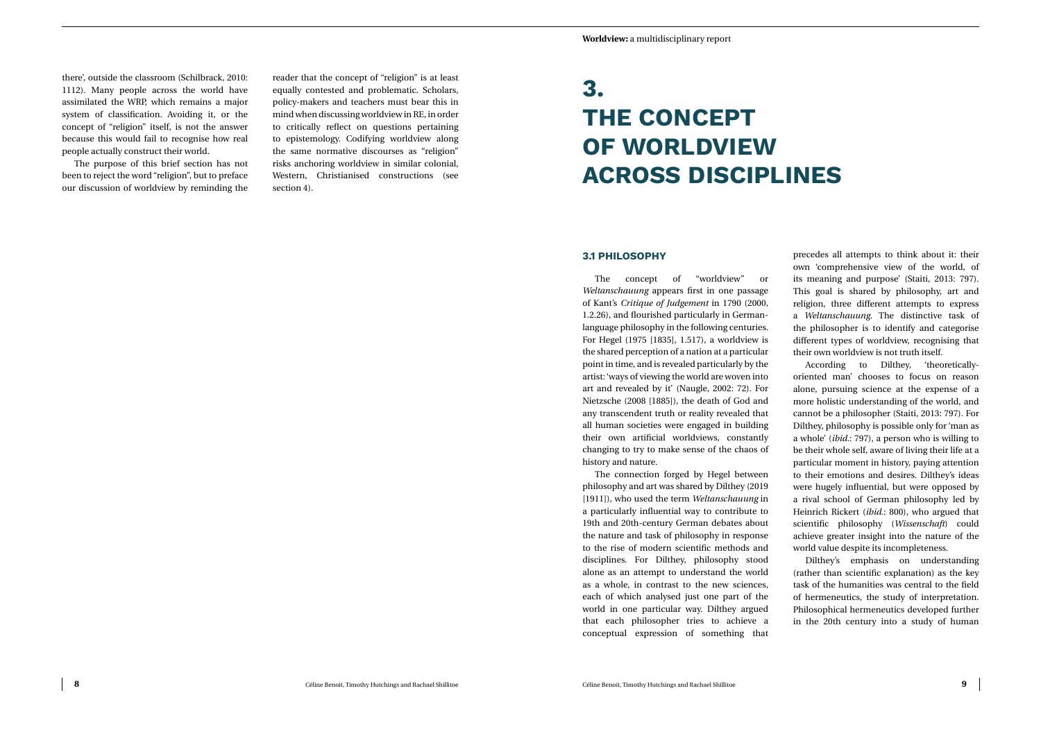there', outside the classroom (Schilbrack, 2010: 1112). Many people across the world have assimilated the WRP, which remains a major system of classification. Avoiding it, or the concept of "religion" itself, is not the answer because this would fail to recognise how real people actually construct their world.

The purpose of this brief section has not been to reject the word "religion", but to preface our discussion of worldview by reminding the reader that the concept of "religion" is at least equally contested and problematic. Scholars, policy-makers and teachers must bear this in mind when discussing worldview in RE, in order to critically reflect on questions pertaining to epistemology. Codifying worldview along the same normative discourses as "religion" risks anchoring worldview in similar colonial, Western, Christianised constructions (see section 4).

# 3. THE CONCEPT OF WORLDVIEW ACROSS DISCIPLINES

## 3.1 PHILOSOPHY

The concept of "worldview" or *Weltanschauung* appears first in one passage of Kant's *Critique of Judgement* in 1790 (2000, 1.2.26), and flourished particularly in German-language philosophy in the following centuries. For Hegel (1975 [1835], 1.517), a worldview is the shared perception of a nation at a particular point in time, and is revealed particularly by the artist: 'ways of viewing the world are woven into art and revealed by it' (Naugle, 2002: 72). For Nietzsche (2008 [1885]), the death of God and any transcendent truth or reality revealed that all human societies were engaged in building their own artificial worldviews, constantly changing to try to make sense of the chaos of history and nature.

The connection forged by Hegel between philosophy and art was shared by Dilthey (2019 [1911]), who used the term *Weltanschauung* in a particularly influential way to contribute to 19th and 20th-century German debates about the nature and task of philosophy in response to the rise of modern scientific methods and disciplines. For Dilthey, philosophy stood alone as an attempt to understand the world as a whole, in contrast to the new sciences, each of which analysed just one part of the world in one particular way. Dilthey argued that each philosopher tries to achieve a conceptual expression of something that precedes all attempts to think about it: their own 'comprehensive view of the world, of its meaning and purpose' (Staiti, 2013: 797). This goal is shared by philosophy, art and religion, three different attempts to express a *Weltanschauung*. The distinctive task of the philosopher is to identify and categorise different types of worldview, recognising that their own worldview is not truth itself.

According to Dilthey, 'theoretically-oriented man' chooses to focus on reason alone, pursuing science at the expense of a more holistic understanding of the world, and cannot be a philosopher (Staiti, 2013: 797). For Dilthey, philosophy is possible only for 'man as a whole' (*ibid.*: 797), a person who is willing to be their whole self, aware of living their life at a particular moment in history, paying attention to their emotions and desires. Dilthey's ideas were hugely influential, but were opposed by a rival school of German philosophy led by Heinrich Rickert (*ibid.*: 800), who argued that scientific philosophy (*Wissenschaft*) could achieve greater insight into the nature of the world value despite its incompleteness.

Dilthey's emphasis on understanding (rather than scientific explanation) as the key task of the humanities was central to the field of hermeneutics, the study of interpretation. Philosophical hermeneutics developed further in the 20th century into a study of human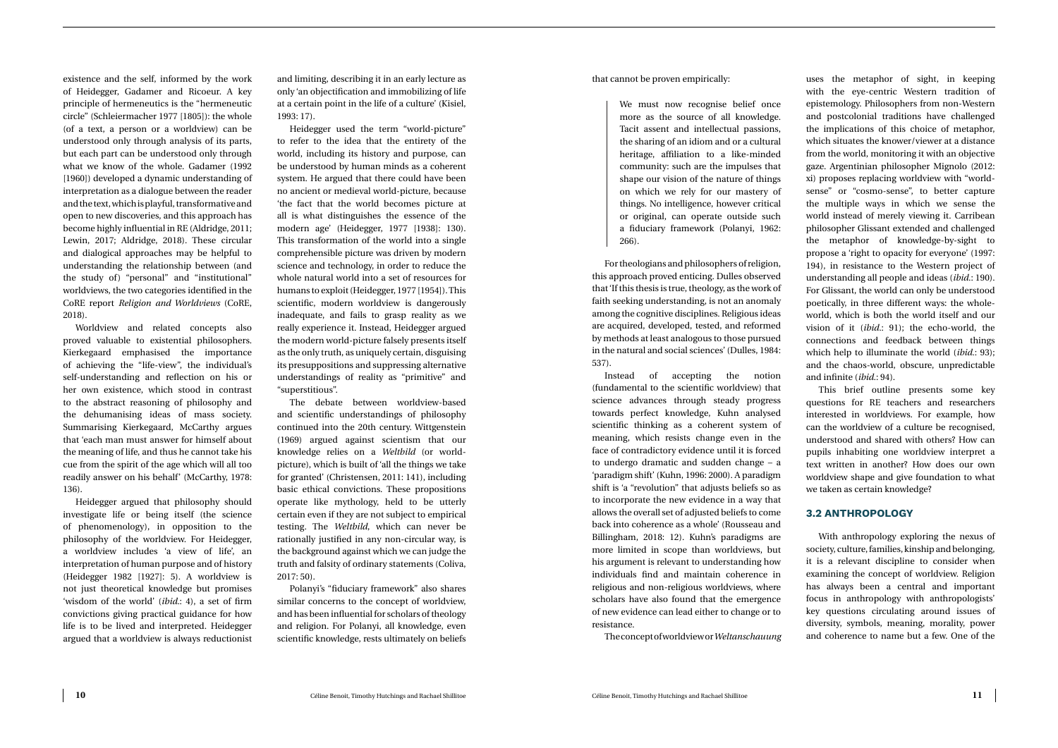existence and the self, informed by the work of Heidegger, Gadamer and Ricoeur. A key principle of hermeneutics is the "hermeneutic circle" (Schleiermacher 1977 [1805]): the whole (of a text, a person or a worldview) can be understood only through analysis of its parts, but each part can be understood only through what we know of the whole. Gadamer (1992 [1960]) developed a dynamic understanding of interpretation as a dialogue between the reader and the text, which is playful, transformative and open to new discoveries, and this approach has become highly influential in RE (Aldridge, 2011; Lewin, 2017; Aldridge, 2018). These circular and dialogical approaches may be helpful to understanding the relationship between (and the study of) "personal" and "institutional" worldviews, the two categories identified in the CoRE report *Religion and Worldviews* (CoRE, 2018).

Worldview and related concepts also proved valuable to existential philosophers. Kierkegaard emphasised the importance of achieving the "life-view", the individual's self-understanding and reflection on his or her own existence, which stood in contrast to the abstract reasoning of philosophy and the dehumanising ideas of mass society. Summarising Kierkegaard, McCarthy argues that 'each man must answer for himself about the meaning of life, and thus he cannot take his cue from the spirit of the age which will all too readily answer on his behalf' (McCarthy, 1978: 136).

Heidegger argued that philosophy should investigate life or being itself (the science of phenomenology), in opposition to the philosophy of the worldview. For Heidegger, a worldview includes 'a view of life', an interpretation of human purpose and of history (Heidegger 1982 [1927]: 5). A worldview is not just theoretical knowledge but promises 'wisdom of the world' (*ibid.*: 4), a set of firm convictions giving practical guidance for how life is to be lived and interpreted. Heidegger argued that a worldview is always reductionist and limiting, describing it in an early lecture as only 'an objectification and immobilizing of life at a certain point in the life of a culture' (Kisiel, 1993: 17).

Heidegger used the term "world-picture" to refer to the idea that the entirety of the world, including its history and purpose, can be understood by human minds as a coherent system. He argued that there could have been no ancient or medieval world-picture, because 'the fact that the world becomes picture at all is what distinguishes the essence of the modern age' (Heidegger, 1977 [1938]: 130). This transformation of the world into a single comprehensible picture was driven by modern science and technology, in order to reduce the whole natural world into a set of resources for humans to exploit (Heidegger, 1977 [1954]). This scientific, modern worldview is dangerously inadequate, and fails to grasp reality as we really experience it. Instead, Heidegger argued the modern world-picture falsely presents itself as the only truth, as uniquely certain, disguising its presuppositions and suppressing alternative understandings of reality as "primitive" and "superstitious".

The debate between worldview-based and scientific understandings of philosophy continued into the 20th century. Wittgenstein (1969) argued against scientism that our knowledge relies on a *Weltbild* (or world-picture), which is built of 'all the things we take for granted' (Christensen, 2011: 141), including basic ethical convictions. These propositions operate like mythology, held to be utterly certain even if they are not subject to empirical testing. The *Weltbild*, which can never be rationally justified in any non-circular way, is the background against which we can judge the truth and falsity of ordinary statements (Coliva, 2017: 50).

Polanyi's "fiduciary framework" also shares similar concerns to the concept of worldview, and has been influential for scholars of theology and religion. For Polanyi, all knowledge, even scientific knowledge, rests ultimately on beliefs that cannot be proven empirically:

> We must now recognise belief once more as the source of all knowledge. Tacit assent and intellectual passions, the sharing of an idiom and or a cultural heritage, affiliation to a like-minded community: such are the impulses that shape our vision of the nature of things on which we rely for our mastery of things. No intelligence, however critical or original, can operate outside such a fiduciary framework (Polanyi, 1962: 266).

For theologians and philosophers of religion, this approach proved enticing. Dulles observed that 'If this thesis is true, theology, as the work of faith seeking understanding, is not an anomaly among the cognitive disciplines. Religious ideas are acquired, developed, tested, and reformed by methods at least analogous to those pursued in the natural and social sciences' (Dulles, 1984: 537).

Instead of accepting the notion (fundamental to the scientific worldview) that science advances through steady progress towards perfect knowledge, Kuhn analysed scientific thinking as a coherent system of meaning, which resists change even in the face of contradictory evidence until it is forced to undergo dramatic and sudden change – a 'paradigm shift' (Kuhn, 1996: 2000). A paradigm shift is 'a "revolution" that adjusts beliefs so as to incorporate the new evidence in a way that allows the overall set of adjusted beliefs to come back into coherence as a whole' (Rousseau and Billingham, 2018: 12). Kuhn's paradigms are more limited in scope than worldviews, but his argument is relevant to understanding how individuals find and maintain coherence in religious and non-religious worldviews, where scholars have also found that the emergence of new evidence can lead either to change or to resistance.

The concept of worldview or *Weltanschauung* uses the metaphor of sight, in keeping with the eye-centric Western tradition of epistemology. Philosophers from non-Western and postcolonial traditions have challenged the implications of this choice of metaphor, which situates the knower/viewer at a distance from the world, monitoring it with an objective gaze. Argentinian philosopher Mignolo (2012: xi) proposes replacing worldview with "world-sense" or "cosmo-sense", to better capture the multiple ways in which we sense the world instead of merely viewing it. Carribean philosopher Glissant extended and challenged the metaphor of knowledge-by-sight to propose a 'right to opacity for everyone' (1997: 194), in resistance to the Western project of understanding all people and ideas (*ibid.*: 190). For Glissant, the world can only be understood poetically, in three different ways: the whole-world, which is both the world itself and our vision of it (*ibid.*: 91); the echo-world, the connections and feedback between things which help to illuminate the world (*ibid.*: 93); and the chaos-world, obscure, unpredictable and infinite (*ibid.*: 94).

This brief outline presents some key questions for RE teachers and researchers interested in worldviews. For example, how can the worldview of a culture be recognised, understood and shared with others? How can pupils inhabiting one worldview interpret a text written in another? How does our own worldview shape and give foundation to what we taken as certain knowledge?

### 3.2 ANTHROPOLOGY

With anthropology exploring the nexus of society, culture, families, kinship and belonging, it is a relevant discipline to consider when examining the concept of worldview. Religion has always been a central and important focus in anthropology with anthropologists' key questions circulating around issues of diversity, symbols, meaning, morality, power and coherence to name but a few. One of the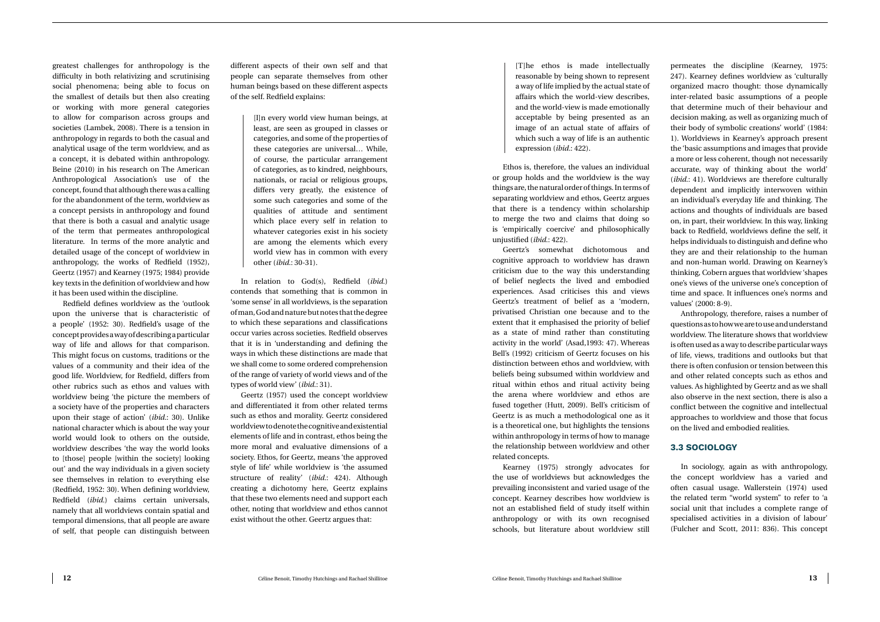greatest challenges for anthropology is the difficulty in both relativizing and scrutinising social phenomena; being able to focus on the smallest of details but then also creating or working with more general categories to allow for comparison across groups and societies (Lambek, 2008). There is a tension in anthropology in regards to both the casual and analytical usage of the term worldview, and as a concept, it is debated within anthropology. Beine (2010) in his research on The American Anthropological Association's use of the concept, found that although there was a calling for the abandonment of the term, worldview as a concept persists in anthropology and found that there is both a casual and analytic usage of the term that permeates anthropological literature. In terms of the more analytic and detailed usage of the concept of worldview in anthropology, the works of Redfield (1952), Geertz (1957) and Kearney (1975; 1984) provide key texts in the definition of worldview and how it has been used within the discipline.

Redfield defines worldview as the 'outlook upon the universe that is characteristic of a people' (1952: 30). Redfield's usage of the concept provides a way of describing a particular way of life and allows for that comparison. This might focus on customs, traditions or the values of a community and their idea of the good life. Worldview, for Redfield, differs from other rubrics such as ethos and values with worldview being 'the picture the members of a society have of the properties and characters upon their stage of action' (*ibid.*: 30). Unlike national character which is about the way your world would look to others on the outside, worldview describes 'the way the world looks to [those] people [within the society] looking out' and the way individuals in a given society see themselves in relation to everything else (Redfield, 1952: 30). When defining worldview, Redfield (*ibid.*) claims certain universals, namely that all worldviews contain spatial and temporal dimensions, that all people are aware of self, that people can distinguish between different aspects of their own self and that people can separate themselves from other human beings based on these different aspects of the self. Redfield explains:

> [I]n every world view human beings, at least, are seen as grouped in classes or categories, and some of the properties of these categories are universal… While, of course, the particular arrangement of categories, as to kindred, neighbours, nationals, or racial or religious groups, differs very greatly, the existence of some such categories and some of the qualities of attitude and sentiment which place every self in relation to whatever categories exist in his society are among the elements which every world view has in common with every other (*ibid.*: 30-31).

In relation to God(s), Redfield (*ibid.*) contends that something that is common in 'some sense' in all worldviews, is the separation of man, God and nature but notes that the degree to which these separations and classifications occur varies across societies. Redfield observes that it is in 'understanding and defining the ways in which these distinctions are made that we shall come to some ordered comprehension of the range of variety of world views and of the types of world view' (*ibid.*: 31).

Geertz (1957) used the concept worldview and differentiated it from other related terms such as ethos and morality. Geertz considered worldview to denote the cognitive and existential elements of life and in contrast, ethos being the more moral and evaluative dimensions of a society. Ethos, for Geertz, means 'the approved style of life' while worldview is 'the assumed structure of reality' (*ibid.*: 424). Although creating a dichotomy here, Geertz explains that these two elements need and support each other, noting that worldview and ethos cannot exist without the other. Geertz argues that:

> [T]he ethos is made intellectually reasonable by being shown to represent a way of life implied by the actual state of affairs which the world-view describes, and the world-view is made emotionally acceptable by being presented as an image of an actual state of affairs of which such a way of life is an authentic expression (*ibid.*: 422).

Ethos is, therefore, the values an individual or group holds and the worldview is the way things are, the natural order of things. In terms of separating worldview and ethos, Geertz argues that there is a tendency within scholarship to merge the two and claims that doing so is 'empirically coercive' and philosophically unjustified (*ibid.*: 422).

Geertz's somewhat dichotomous and cognitive approach to worldview has drawn criticism due to the way this understanding of belief neglects the lived and embodied experiences. Asad criticises this and views Geertz's treatment of belief as a 'modern, privatised Christian one because and to the extent that it emphasised the priority of belief as a state of mind rather than constituting activity in the world' (Asad,1993: 47). Whereas Bell's (1992) criticism of Geertz focuses on his distinction between ethos and worldview, with beliefs being subsumed within worldview and ritual within ethos and ritual activity being the arena where worldview and ethos are fused together (Hutt, 2009). Bell's criticism of Geertz is as much a methodological one as it is a theoretical one, but highlights the tensions within anthropology in terms of how to manage the relationship between worldview and other related concepts.

Kearney (1975) strongly advocates for the use of worldviews but acknowledges the prevailing inconsistent and varied usage of the concept. Kearney describes how worldview is not an established field of study itself within anthropology or with its own recognised schools, but literature about worldview still permeates the discipline (Kearney, 1975: 247). Kearney defines worldview as 'culturally organized macro thought: those dynamically inter-related basic assumptions of a people that determine much of their behaviour and decision making, as well as organizing much of their body of symbolic creations' world' (1984: 1). Worldviews in Kearney's approach present the 'basic assumptions and images that provide a more or less coherent, though not necessarily accurate, way of thinking about the world' (*ibid.*: 41). Worldviews are therefore culturally dependent and implicitly interwoven within an individual's everyday life and thinking. The actions and thoughts of individuals are based on, in part, their worldview. In this way, linking back to Redfield, worldviews define the self, it helps individuals to distinguish and define who they are and their relationship to the human and non-human world. Drawing on Kearney's thinking, Cobern argues that worldview 'shapes one's views of the universe one's conception of time and space. It influences one's norms and values' (2000: 8-9).

Anthropology, therefore, raises a number of questions as to how we are to use and understand worldview. The literature shows that worldview is often used as a way to describe particular ways of life, views, traditions and outlooks but that there is often confusion or tension between this and other related concepts such as ethos and values. As highlighted by Geertz and as we shall also observe in the next section, there is also a conflict between the cognitive and intellectual approaches to worldview and those that focus on the lived and embodied realities.

### 3.3 SOCIOLOGY

In sociology, again as with anthropology, the concept worldview has a varied and often casual usage. Wallerstein (1974) used the related term "world system" to refer to 'a social unit that includes a complete range of specialised activities in a division of labour' (Fulcher and Scott, 2011: 836). This concept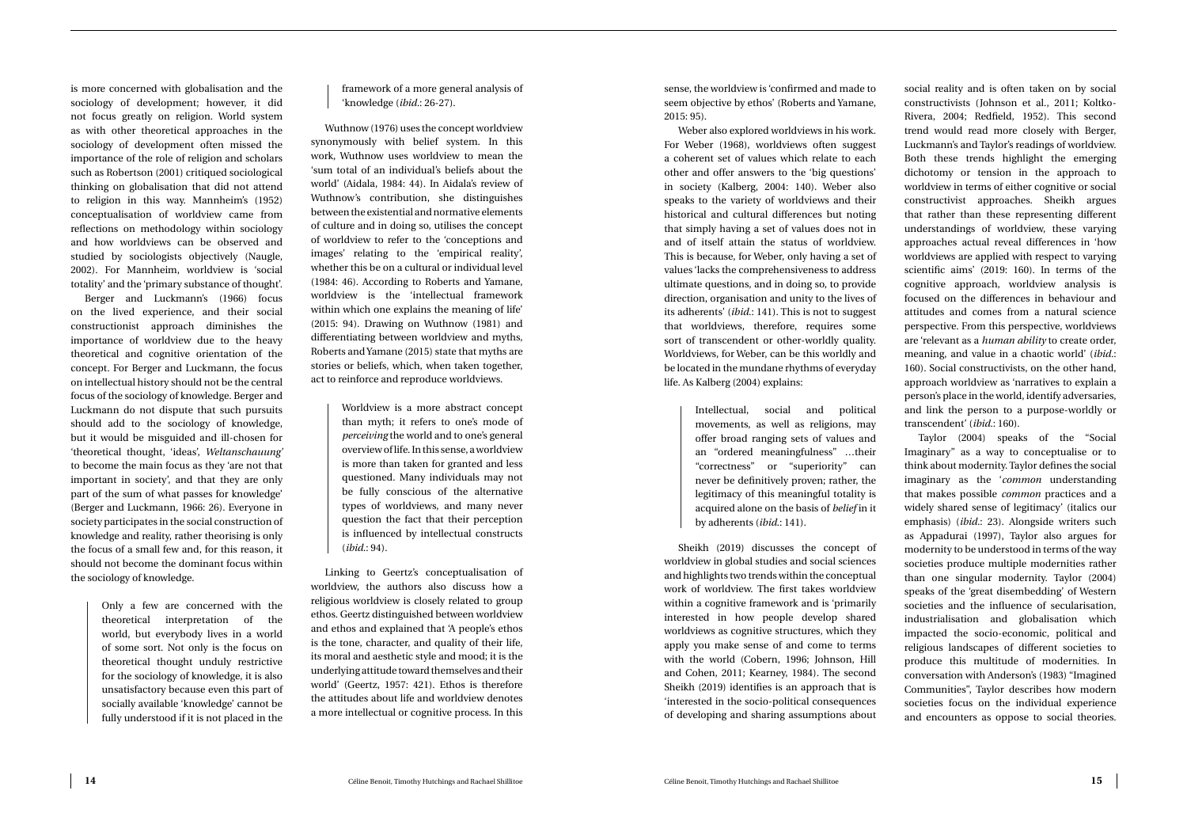is more concerned with globalisation and the sociology of development; however, it did not focus greatly on religion. World system as with other theoretical approaches in the sociology of development often missed the importance of the role of religion and scholars such as Robertson (2001) critiqued sociological thinking on globalisation that did not attend to religion in this way. Mannheim's (1952) conceptualisation of worldview came from reflections on methodology within sociology and how worldviews can be observed and studied by sociologists objectively (Naugle, 2002). For Mannheim, worldview is 'social totality' and the 'primary substance of thought'.

Berger and Luckmann's (1966) focus on the lived experience, and their social constructionist approach diminishes the importance of worldview due to the heavy theoretical and cognitive orientation of the concept. For Berger and Luckmann, the focus on intellectual history should not be the central focus of the sociology of knowledge. Berger and Luckmann do not dispute that such pursuits should add to the sociology of knowledge, but it would be misguided and ill-chosen for 'theoretical thought, 'ideas', *Weltanschauung*' to become the main focus as they 'are not that important in society', and that they are only part of the sum of what passes for knowledge' (Berger and Luckmann, 1966: 26). Everyone in society participates in the social construction of knowledge and reality, rather theorising is only the focus of a small few and, for this reason, it should not become the dominant focus within the sociology of knowledge.

> Only a few are concerned with the theoretical interpretation of the world, but everybody lives in a world of some sort. Not only is the focus on theoretical thought unduly restrictive for the sociology of knowledge, it is also unsatisfactory because even this part of socially available 'knowledge' cannot be fully understood if it is not placed in the framework of a more general analysis of 'knowledge (*ibid.*: 26-27).

Wuthnow (1976) uses the concept worldview synonymously with belief system. In this work, Wuthnow uses worldview to mean the 'sum total of an individual's beliefs about the world' (Aidala, 1984: 44). In Aidala's review of Wuthnow's contribution, she distinguishes between the existential and normative elements of culture and in doing so, utilises the concept of worldview to refer to the 'conceptions and images' relating to the 'empirical reality', whether this be on a cultural or individual level (1984: 46). According to Roberts and Yamane, worldview is the 'intellectual framework within which one explains the meaning of life' (2015: 94). Drawing on Wuthnow (1981) and differentiating between worldview and myths, Roberts and Yamane (2015) state that myths are stories or beliefs, which, when taken together, act to reinforce and reproduce worldviews.

> Worldview is a more abstract concept than myth; it refers to one's mode of *perceiving* the world and to one's general overview of life. In this sense, a worldview is more than taken for granted and less questioned. Many individuals may not be fully conscious of the alternative types of worldviews, and many never question the fact that their perception is influenced by intellectual constructs (*ibid.*: 94).

Linking to Geertz's conceptualisation of worldview, the authors also discuss how a religious worldview is closely related to group ethos. Geertz distinguished between worldview and ethos and explained that 'A people's ethos is the tone, character, and quality of their life, its moral and aesthetic style and mood; it is the underlying attitude toward themselves and their world' (Geertz, 1957: 421). Ethos is therefore the attitudes about life and worldview denotes a more intellectual or cognitive process. In this sense, the worldview is 'confirmed and made to seem objective by ethos' (Roberts and Yamane, 2015: 95).

Weber also explored worldviews in his work. For Weber (1968), worldviews often suggest a coherent set of values which relate to each other and offer answers to the 'big questions' in society (Kalberg, 2004: 140). Weber also speaks to the variety of worldviews and their historical and cultural differences but noting that simply having a set of values does not in and of itself attain the status of worldview. This is because, for Weber, only having a set of values 'lacks the comprehensiveness to address ultimate questions, and in doing so, to provide direction, organisation and unity to the lives of its adherents' (*ibid.*: 141). This is not to suggest that worldviews, therefore, requires some sort of transcendent or other-worldly quality. Worldviews, for Weber, can be this worldly and be located in the mundane rhythms of everyday life. As Kalberg (2004) explains:

> Intellectual, social and political movements, as well as religions, may offer broad ranging sets of values and an "ordered meaningfulness" …their "correctness" or "superiority" can never be definitively proven; rather, the legitimacy of this meaningful totality is acquired alone on the basis of *belief* in it by adherents (*ibid.*: 141).

Sheikh (2019) discusses the concept of worldview in global studies and social sciences and highlights two trends within the conceptual work of worldview. The first takes worldview within a cognitive framework and is 'primarily interested in how people develop shared worldviews as cognitive structures, which they apply you make sense of and come to terms with the world (Cobern, 1996; Johnson, Hill and Cohen, 2011; Kearney, 1984). The second Sheikh (2019) identifies is an approach that is 'interested in the socio-political consequences of developing and sharing assumptions about social reality and is often taken on by social constructivists (Johnson et al., 2011; Koltko-Rivera, 2004; Redfield, 1952). This second trend would read more closely with Berger, Luckmann's and Taylor's readings of worldview. Both these trends highlight the emerging dichotomy or tension in the approach to worldview in terms of either cognitive or social constructivist approaches. Sheikh argues that rather than these representing different understandings of worldview, these varying approaches actual reveal differences in 'how worldviews are applied with respect to varying scientific aims' (2019: 160). In terms of the cognitive approach, worldview analysis is focused on the differences in behaviour and attitudes and comes from a natural science perspective. From this perspective, worldviews are 'relevant as a *human ability* to create order, meaning, and value in a chaotic world' (*ibid.*: 160). Social constructivists, on the other hand, approach worldview as 'narratives to explain a person's place in the world, identify adversaries, and link the person to a purpose-worldly or transcendent' (*ibid.*: 160).

Taylor (2004) speaks of the "Social Imaginary" as a way to conceptualise or to think about modernity. Taylor defines the social imaginary as the '*common* understanding that makes possible *common* practices and a widely shared sense of legitimacy' (italics our emphasis) (*ibid.*: 23). Alongside writers such as Appadurai (1997), Taylor also argues for modernity to be understood in terms of the way societies produce multiple modernities rather than one singular modernity. Taylor (2004) speaks of the 'great disembedding' of Western societies and the influence of secularisation, industrialisation and globalisation which impacted the socio-economic, political and religious landscapes of different societies to produce this multitude of modernities. In conversation with Anderson's (1983) "Imagined Communities", Taylor describes how modern societies focus on the individual experience and encounters as oppose to social theories.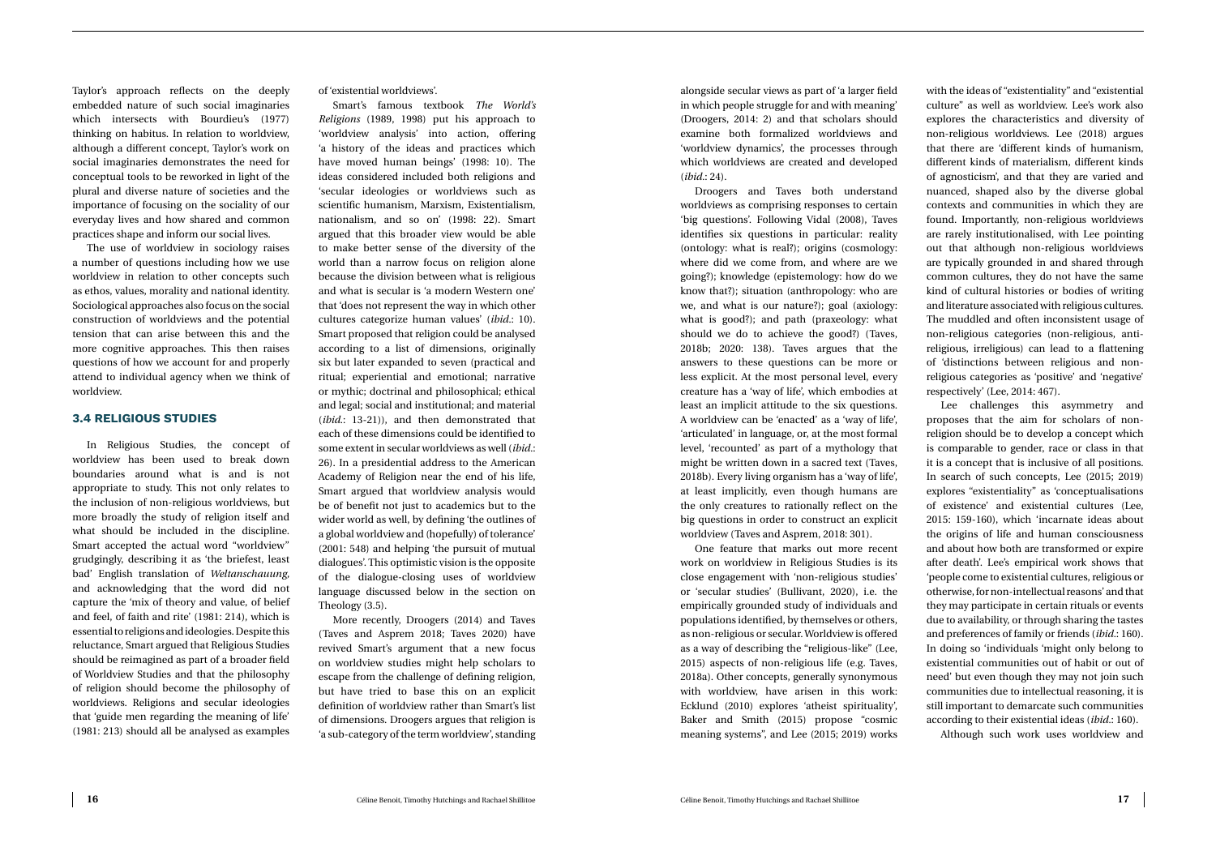Taylor's approach reflects on the deeply embedded nature of such social imaginaries which intersects with Bourdieu's (1977) thinking on habitus. In relation to worldview, although a different concept, Taylor's work on social imaginaries demonstrates the need for conceptual tools to be reworked in light of the plural and diverse nature of societies and the importance of focusing on the sociality of our everyday lives and how shared and common practices shape and inform our social lives.

The use of worldview in sociology raises a number of questions including how we use worldview in relation to other concepts such as ethos, values, morality and national identity. Sociological approaches also focus on the social construction of worldviews and the potential tension that can arise between this and the more cognitive approaches. This then raises questions of how we account for and properly attend to individual agency when we think of worldview.

### 3.4 RELIGIOUS STUDIES

In Religious Studies, the concept of worldview has been used to break down boundaries around what is and is not appropriate to study. This not only relates to the inclusion of non-religious worldviews, but more broadly the study of religion itself and what should be included in the discipline. Smart accepted the actual word "worldview" grudgingly, describing it as 'the briefest, least bad' English translation of *Weltanschauung*, and acknowledging that the word did not capture the 'mix of theory and value, of belief and feel, of faith and rite' (1981: 214), which is essential to religions and ideologies. Despite this reluctance, Smart argued that Religious Studies should be reimagined as part of a broader field of Worldview Studies and that the philosophy of religion should become the philosophy of worldviews. Religions and secular ideologies that 'guide men regarding the meaning of life' (1981: 213) should all be analysed as examples of 'existential worldviews'.

Smart's famous textbook *The World's Religions* (1989, 1998) put his approach to 'worldview analysis' into action, offering 'a history of the ideas and practices which have moved human beings' (1998: 10). The ideas considered included both religions and 'secular ideologies or worldviews such as scientific humanism, Marxism, Existentialism, nationalism, and so on' (1998: 22). Smart argued that this broader view would be able to make better sense of the diversity of the world than a narrow focus on religion alone because the division between what is religious and what is secular is 'a modern Western one' that 'does not represent the way in which other cultures categorize human values' (*ibid.*: 10). Smart proposed that religion could be analysed according to a list of dimensions, originally six but later expanded to seven (practical and ritual; experiential and emotional; narrative or mythic; doctrinal and philosophical; ethical and legal; social and institutional; and material (*ibid.*: 13-21)), and then demonstrated that each of these dimensions could be identified to some extent in secular worldviews as well (*ibid.*: 26). In a presidential address to the American Academy of Religion near the end of his life, Smart argued that worldview analysis would be of benefit not just to academics but to the wider world as well, by defining 'the outlines of a global worldview and (hopefully) of tolerance' (2001: 548) and helping 'the pursuit of mutual dialogues'. This optimistic vision is the opposite of the dialogue-closing uses of worldview language discussed below in the section on Theology (3.5).

More recently, Droogers (2014) and Taves (Taves and Asprem 2018; Taves 2020) have revived Smart's argument that a new focus on worldview studies might help scholars to escape from the challenge of defining religion, but have tried to base this on an explicit definition of worldview rather than Smart's list of dimensions. Droogers argues that religion is 'a sub-category of the term worldview', standing alongside secular views as part of 'a larger field in which people struggle for and with meaning' (Droogers, 2014: 2) and that scholars should examine both formalized worldviews and 'worldview dynamics', the processes through which worldviews are created and developed (*ibid.*: 24).

Droogers and Taves both understand worldviews as comprising responses to certain 'big questions'. Following Vidal (2008), Taves identifies six questions in particular: reality (ontology: what is real?); origins (cosmology: where did we come from, and where are we going?); knowledge (epistemology: how do we know that?); situation (anthropology: who are we, and what is our nature?); goal (axiology: what is good?); and path (praxeology: what should we do to achieve the good?) (Taves, 2018b; 2020: 138). Taves argues that the answers to these questions can be more or less explicit. At the most personal level, every creature has a 'way of life', which embodies at least an implicit attitude to the six questions. A worldview can be 'enacted' as a 'way of life', 'articulated' in language, or, at the most formal level, 'recounted' as part of a mythology that might be written down in a sacred text (Taves, 2018b). Every living organism has a 'way of life', at least implicitly, even though humans are the only creatures to rationally reflect on the big questions in order to construct an explicit worldview (Taves and Asprem, 2018: 301).

One feature that marks out more recent work on worldview in Religious Studies is its close engagement with 'non-religious studies' or 'secular studies' (Bullivant, 2020), i.e. the empirically grounded study of individuals and populations identified, by themselves or others, as non-religious or secular. Worldview is offered as a way of describing the "religious-like" (Lee, 2015) aspects of non-religious life (e.g. Taves, 2018a). Other concepts, generally synonymous with worldview, have arisen in this work: Ecklund (2010) explores 'atheist spirituality', Baker and Smith (2015) propose "cosmic meaning systems", and Lee (2015; 2019) works with the ideas of "existentiality" and "existential culture" as well as worldview. Lee's work also explores the characteristics and diversity of non-religious worldviews. Lee (2018) argues that there are 'different kinds of humanism, different kinds of materialism, different kinds of agnosticism', and that they are varied and nuanced, shaped also by the diverse global contexts and communities in which they are found. Importantly, non-religious worldviews are rarely institutionalised, with Lee pointing out that although non-religious worldviews are typically grounded in and shared through common cultures, they do not have the same kind of cultural histories or bodies of writing and literature associated with religious cultures. The muddled and often inconsistent usage of non-religious categories (non-religious, anti-religious, irreligious) can lead to a flattening of 'distinctions between religious and non-religious categories as 'positive' and 'negative' respectively' (Lee, 2014: 467).

Lee challenges this asymmetry and proposes that the aim for scholars of non-religion should be to develop a concept which is comparable to gender, race or class in that it is a concept that is inclusive of all positions. In search of such concepts, Lee (2015; 2019) explores "existentiality" as 'conceptualisations of existence' and existential cultures (Lee, 2015: 159-160), which 'incarnate ideas about the origins of life and human consciousness and about how both are transformed or expire after death'. Lee's empirical work shows that 'people come to existential cultures, religious or otherwise, for non-intellectual reasons' and that they may participate in certain rituals or events due to availability, or through sharing the tastes and preferences of family or friends (*ibid.*: 160). In doing so 'individuals 'might only belong to existential communities out of habit or out of need' but even though they may not join such communities due to intellectual reasoning, it is still important to demarcate such communities according to their existential ideas (*ibid.*: 160).

Although such work uses worldview and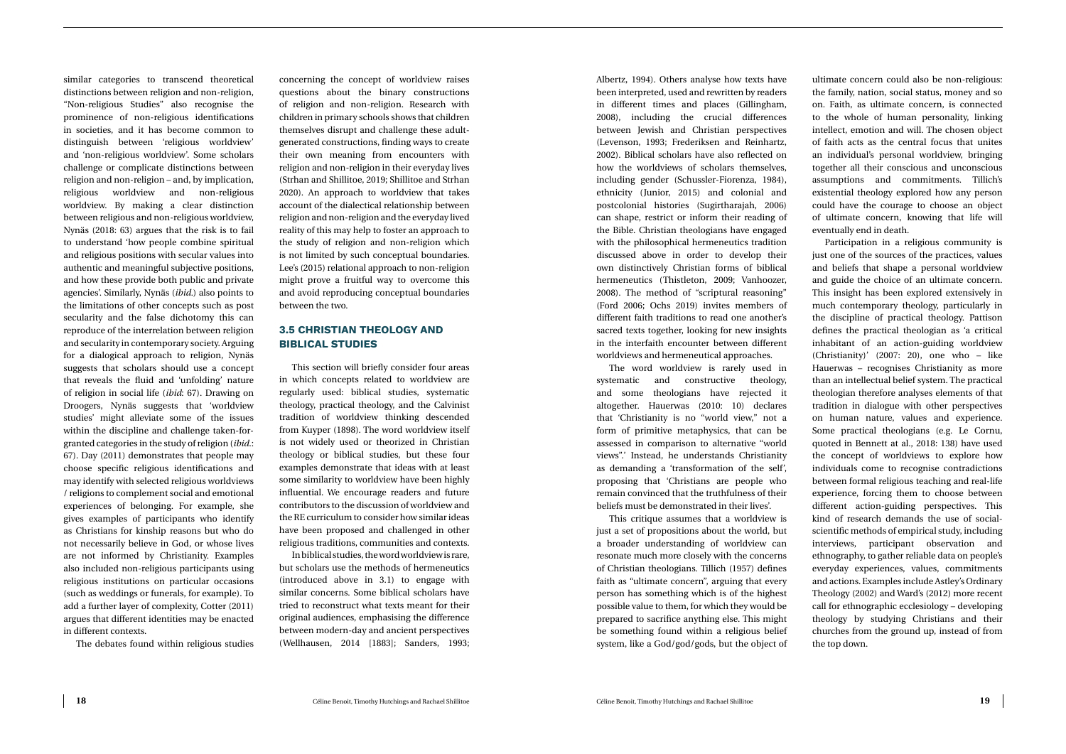similar categories to transcend theoretical distinctions between religion and non-religion, "Non-religious Studies" also recognise the prominence of non-religious identifications in societies, and it has become common to distinguish between 'religious worldview' and 'non-religious worldview'. Some scholars challenge or complicate distinctions between religion and non-religion – and, by implication, religious worldview and non-religious worldview. By making a clear distinction between religious and non-religious worldview, Nynäs (2018: 63) argues that the risk is to fail to understand 'how people combine spiritual and religious positions with secular values into authentic and meaningful subjective positions, and how these provide both public and private agencies'. Similarly, Nynäs (*ibid.*) also points to the limitations of other concepts such as post secularity and the false dichotomy this can reproduce of the interrelation between religion and secularity in contemporary society. Arguing for a dialogical approach to religion, Nynäs suggests that scholars should use a concept that reveals the fluid and 'unfolding' nature of religion in social life (*ibid*: 67). Drawing on Droogers, Nynäs suggests that 'worldview studies' might alleviate some of the issues within the discipline and challenge taken-for-granted categories in the study of religion (*ibid.*: 67). Day (2011) demonstrates that people may choose specific religious identifications and may identify with selected religious worldviews / religions to complement social and emotional experiences of belonging. For example, she gives examples of participants who identify as Christians for kinship reasons but who do not necessarily believe in God, or whose lives are not informed by Christianity. Examples also included non-religious participants using religious institutions on particular occasions (such as weddings or funerals, for example). To add a further layer of complexity, Cotter (2011) argues that different identities may be enacted in different contexts.

The debates found within religious studies concerning the concept of worldview raises questions about the binary constructions of religion and non-religion. Research with children in primary schools shows that children themselves disrupt and challenge these adult-generated constructions, finding ways to create their own meaning from encounters with religion and non-religion in their everyday lives (Strhan and Shillitoe, 2019; Shillitoe and Strhan 2020). An approach to worldview that takes account of the dialectical relationship between religion and non-religion and the everyday lived reality of this may help to foster an approach to the study of religion and non-religion which is not limited by such conceptual boundaries. Lee's (2015) relational approach to non-religion might prove a fruitful way to overcome this and avoid reproducing conceptual boundaries between the two.

## 3.5 CHRISTIAN THEOLOGY AND BIBLICAL STUDIES

This section will briefly consider four areas in which concepts related to worldview are regularly used: biblical studies, systematic theology, practical theology, and the Calvinist tradition of worldview thinking descended from Kuyper (1898). The word worldview itself is not widely used or theorized in Christian theology or biblical studies, but these four examples demonstrate that ideas with at least some similarity to worldview have been highly influential. We encourage readers and future contributors to the discussion of worldview and the RE curriculum to consider how similar ideas have been proposed and challenged in other religious traditions, communities and contexts.

In biblical studies, the word worldview is rare, but scholars use the methods of hermeneutics (introduced above in 3.1) to engage with similar concerns. Some biblical scholars have tried to reconstruct what texts meant for their original audiences, emphasising the difference between modern-day and ancient perspectives (Wellhausen, 2014 [1883]; Sanders, 1993; Albertz, 1994). Others analyse how texts have been interpreted, used and rewritten by readers in different times and places (Gillingham, 2008), including the crucial differences between Jewish and Christian perspectives (Levenson, 1993; Frederiksen and Reinhartz, 2002). Biblical scholars have also reflected on how the worldviews of scholars themselves, including gender (Schussler-Fiorenza, 1984), ethnicity (Junior, 2015) and colonial and postcolonial histories (Sugirtharajah, 2006) can shape, restrict or inform their reading of the Bible. Christian theologians have engaged with the philosophical hermeneutics tradition discussed above in order to develop their own distinctively Christian forms of biblical hermeneutics (Thistleton, 2009; Vanhoozer, 2008). The method of "scriptural reasoning" (Ford 2006; Ochs 2019) invites members of different faith traditions to read one another's sacred texts together, looking for new insights in the interfaith encounter between different worldviews and hermeneutical approaches.

The word worldview is rarely used in systematic and constructive theology, and some theologians have rejected it altogether. Hauerwas (2010: 10) declares that 'Christianity is no "world view," not a form of primitive metaphysics, that can be assessed in comparison to alternative "world views".' Instead, he understands Christianity as demanding a 'transformation of the self', proposing that 'Christians are people who remain convinced that the truthfulness of their beliefs must be demonstrated in their lives'.

This critique assumes that a worldview is just a set of propositions about the world, but a broader understanding of worldview can resonate much more closely with the concerns of Christian theologians. Tillich (1957) defines faith as "ultimate concern", arguing that every person has something which is of the highest possible value to them, for which they would be prepared to sacrifice anything else. This might be something found within a religious belief system, like a God/god/gods, but the object of ultimate concern could also be non-religious: the family, nation, social status, money and so on. Faith, as ultimate concern, is connected to the whole of human personality, linking intellect, emotion and will. The chosen object of faith acts as the central focus that unites an individual's personal worldview, bringing together all their conscious and unconscious assumptions and commitments. Tillich's existential theology explored how any person could have the courage to choose an object of ultimate concern, knowing that life will eventually end in death.

Participation in a religious community is just one of the sources of the practices, values and beliefs that shape a personal worldview and guide the choice of an ultimate concern. This insight has been explored extensively in much contemporary theology, particularly in the discipline of practical theology. Pattison defines the practical theologian as 'a critical inhabitant of an action-guiding worldview (Christianity)' (2007: 20), one who – like Hauerwas – recognises Christianity as more than an intellectual belief system. The practical theologian therefore analyses elements of that tradition in dialogue with other perspectives on human nature, values and experience. Some practical theologians (e.g. Le Cornu, quoted in Bennett at al., 2018: 138) have used the concept of worldviews to explore how individuals come to recognise contradictions between formal religious teaching and real-life experience, forcing them to choose between different action-guiding perspectives. This kind of research demands the use of social-scientific methods of empirical study, including interviews, participant observation and ethnography, to gather reliable data on people's everyday experiences, values, commitments and actions. Examples include Astley's Ordinary Theology (2002) and Ward's (2012) more recent call for ethnographic ecclesiology – developing theology by studying Christians and their churches from the ground up, instead of from the top down.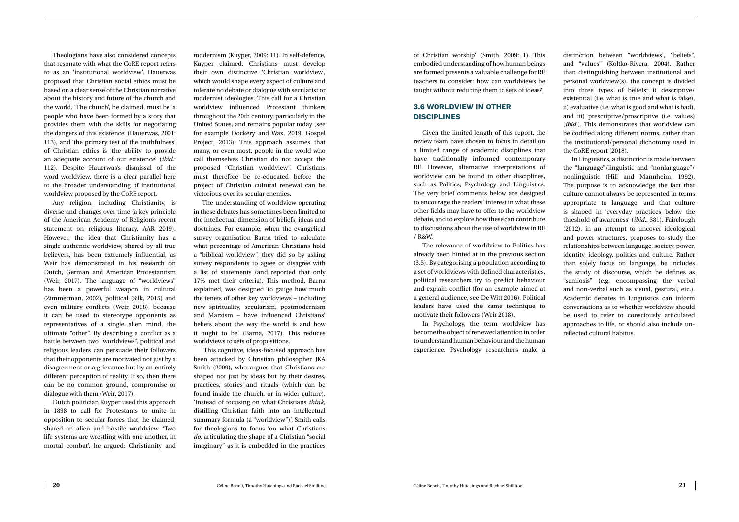Theologians have also considered concepts that resonate with what the CoRE report refers to as an 'institutional worldview'. Hauerwas proposed that Christian social ethics must be based on a clear sense of the Christian narrative about the history and future of the church and the world. 'The church', he claimed, must be 'a people who have been formed by a story that provides them with the skills for negotiating the dangers of this existence' (Hauerwas, 2001: 113), and 'the primary test of the truthfulness' of Christian ethics is 'the ability to provide an adequate account of our existence' (*ibid.*: 112). Despite Hauerwas's dismissal of the word worldview, there is a clear parallel here to the broader understanding of institutional worldview proposed by the CoRE report.

Any religion, including Christianity, is diverse and changes over time (a key principle of the American Academy of Religion's recent statement on religious literacy, AAR 2019). However, the idea that Christianity has a single authentic worldview, shared by all true believers, has been extremely influential, as Weir has demonstrated in his research on Dutch, German and American Protestantism (Weir, 2017). The language of "worldviews" has been a powerful weapon in cultural (Zimmerman, 2002), political (Silk, 2015) and even military conflicts (Weir, 2018), because it can be used to stereotype opponents as representatives of a single alien mind, the ultimate "other". By describing a conflict as a battle between two "worldviews", political and religious leaders can persuade their followers that their opponents are motivated not just by a disagreement or a grievance but by an entirely different perception of reality. If so, then there can be no common ground, compromise or dialogue with them (Weir, 2017).

Dutch politician Kuyper used this approach in 1898 to call for Protestants to unite in opposition to secular forces that, he claimed, shared an alien and hostile worldview. 'Two life systems are wrestling with one another, in mortal combat', he argued: Christianity and modernism (Kuyper, 2009: 11). In self-defence, Kuyper claimed, Christians must develop their own distinctive 'Christian worldview', which would shape every aspect of culture and tolerate no debate or dialogue with secularist or modernist ideologies. This call for a Christian worldview influenced Protestant thinkers throughout the 20th century, particularly in the United States, and remains popular today (see for example Dockery and Wax, 2019; Gospel Project, 2013). This approach assumes that many, or even most, people in the world who call themselves Christian do not accept the proposed "Christian worldview". Christians must therefore be re-educated before the project of Christian cultural renewal can be victorious over its secular enemies.

The understanding of worldview operating in these debates has sometimes been limited to the intellectual dimension of beliefs, ideas and doctrines. For example, when the evangelical survey organisation Barna tried to calculate what percentage of American Christians hold a "biblical worldview", they did so by asking survey respondents to agree or disagree with a list of statements (and reported that only 17% met their criteria). This method, Barna explained, was designed 'to gauge how much the tenets of other key worldviews – including new spirituality, secularism, postmodernism and Marxism – have influenced Christians' beliefs about the way the world is and how it ought to be' (Barna, 2017). This reduces worldviews to sets of propositions.

This cognitive, ideas-focused approach has been attacked by Christian philosopher JKA Smith (2009), who argues that Christians are shaped not just by ideas but by their desires, practices, stories and rituals (which can be found inside the church, or in wider culture). 'Instead of focusing on what Christians *think*, distilling Christian faith into an intellectual summary formula (a "worldview")', Smith calls for theologians to focus 'on what Christians *do*, articulating the shape of a Christian "social imaginary" as it is embedded in the practices of Christian worship' (Smith, 2009: 1). This embodied understanding of how human beings are formed presents a valuable challenge for RE teachers to consider: how can worldviews be taught without reducing them to sets of ideas?

### 3.6 WORLDVIEW IN OTHER DISCIPLINES

Given the limited length of this report, the review team have chosen to focus in detail on a limited range of academic disciplines that have traditionally informed contemporary RE. However, alternative interpretations of worldview can be found in other disciplines, such as Politics, Psychology and Linguistics. The very brief comments below are designed to encourage the readers' interest in what these other fields may have to offer to the worldview debate, and to explore how these can contribute to discussions about the use of worldview in RE / R&W.

The relevance of worldview to Politics has already been hinted at in the previous section (3.5). By categorising a population according to a set of worldviews with defined characteristics, political researchers try to predict behaviour and explain conflict (for an example aimed at a general audience, see De Witt 2016). Political leaders have used the same technique to motivate their followers (Weir 2018).

In Psychology, the term worldview has become the object of renewed attention in order to understand human behaviour and the human experience. Psychology researchers make a distinction between "worldviews", "beliefs", and "values" (Koltko-Rivera, 2004). Rather than distinguishing between institutional and personal worldview(s), the concept is divided into three types of beliefs: i) descriptive/existential (i.e. what is true and what is false), ii) evaluative (i.e. what is good and what is bad), and iii) prescriptive/proscriptive (i.e. values) (*ibid.*). This demonstrates that worldview can be codified along different norms, rather than the institutional/personal dichotomy used in the CoRE report (2018).

In Linguistics, a distinction is made between the "language"/linguistic and "nonlanguage"/nonlinguistic (Hill and Mannheim, 1992). The purpose is to acknowledge the fact that culture cannot always be represented in terms appropriate to language, and that culture is shaped in 'everyday practices below the threshold of awareness' (*ibid.*: 381). Fairclough (2012), in an attempt to uncover ideological and power structures, proposes to study the relationships between language, society, power, identity, ideology, politics and culture. Rather than solely focus on language, he includes the study of discourse, which he defines as "semiosis" (e.g. encompassing the verbal and non-verbal such as visual, gestural, etc.). Academic debates in Linguistics can inform conversations as to whether worldview should be used to refer to consciously articulated approaches to life, or should also include un-reflected cultural habitus.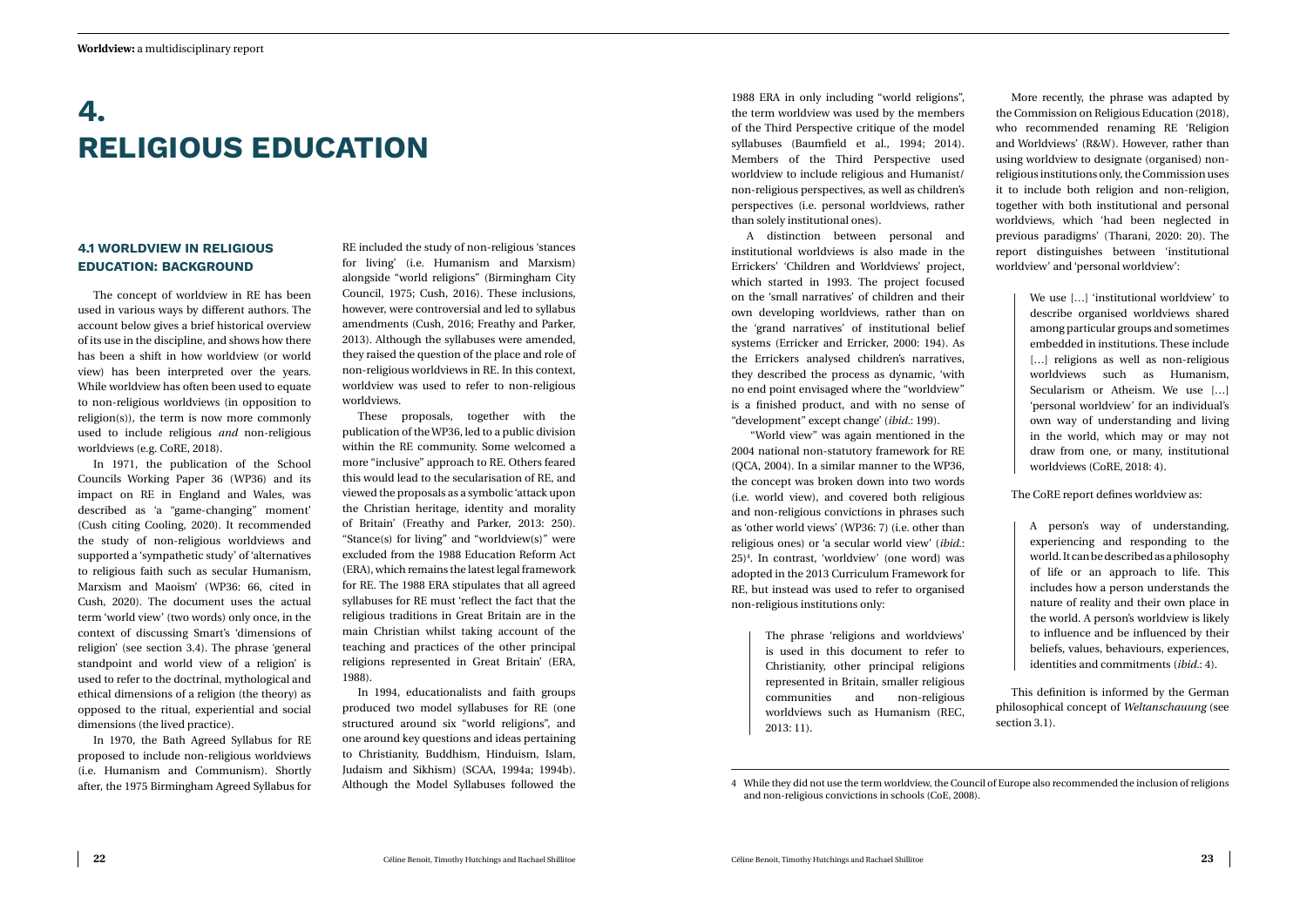# 4. RELIGIOUS EDUCATION

## 4.1 WORLDVIEW IN RELIGIOUS EDUCATION: BACKGROUND

The concept of worldview in RE has been used in various ways by different authors. The account below gives a brief historical overview of its use in the discipline, and shows how there has been a shift in how worldview (or world view) has been interpreted over the years. While worldview has often been used to equate to non-religious worldviews (in opposition to religion(s)), the term is now more commonly used to include religious *and* non-religious worldviews (e.g. CoRE, 2018).

In 1971, the publication of the School Councils Working Paper 36 (WP36) and its impact on RE in England and Wales, was described as 'a "game-changing" moment' (Cush citing Cooling, 2020). It recommended the study of non-religious worldviews and supported a 'sympathetic study' of 'alternatives to religious faith such as secular Humanism, Marxism and Maoism' (WP36: 66, cited in Cush, 2020). The document uses the actual term 'world view' (two words) only once, in the context of discussing Smart's 'dimensions of religion' (see section 3.4). The phrase 'general standpoint and world view of a religion' is used to refer to the doctrinal, mythological and ethical dimensions of a religion (the theory) as opposed to the ritual, experiential and social dimensions (the lived practice).

In 1970, the Bath Agreed Syllabus for RE proposed to include non-religious worldviews (i.e. Humanism and Communism). Shortly after, the 1975 Birmingham Agreed Syllabus for RE included the study of non-religious 'stances for living' (i.e. Humanism and Marxism) alongside "world religions" (Birmingham City Council, 1975; Cush, 2016). These inclusions, however, were controversial and led to syllabus amendments (Cush, 2016; Freathy and Parker, 2013). Although the syllabuses were amended, they raised the question of the place and role of non-religious worldviews in RE. In this context, worldview was used to refer to non-religious worldviews.

These proposals, together with the publication of the WP36, led to a public division within the RE community. Some welcomed a more "inclusive" approach to RE. Others feared this would lead to the secularisation of RE, and viewed the proposals as a symbolic 'attack upon the Christian heritage, identity and morality of Britain' (Freathy and Parker, 2013: 250). "Stance(s) for living" and "worldview(s)" were excluded from the 1988 Education Reform Act (ERA), which remains the latest legal framework for RE. The 1988 ERA stipulates that all agreed syllabuses for RE must 'reflect the fact that the religious traditions in Great Britain are in the main Christian whilst taking account of the teaching and practices of the other principal religions represented in Great Britain' (ERA, 1988).

In 1994, educationalists and faith groups produced two model syllabuses for RE (one structured around six "world religions", and one around key questions and ideas pertaining to Christianity, Buddhism, Hinduism, Islam, Judaism and Sikhism) (SCAA, 1994a; 1994b). Although the Model Syllabuses followed the 1988 ERA in only including "world religions", the term worldview was used by the members of the Third Perspective critique of the model syllabuses (Baumfield et al., 1994; 2014). Members of the Third Perspective used worldview to include religious and Humanist/non-religious perspectives, as well as children's perspectives (i.e. personal worldviews, rather than solely institutional ones).

A distinction between personal and institutional worldviews is also made in the Errickers' 'Children and Worldviews' project, which started in 1993. The project focused on the 'small narratives' of children and their own developing worldviews, rather than on the 'grand narratives' of institutional belief systems (Erricker and Erricker, 2000: 194). As the Errickers analysed children's narratives, they described the process as dynamic, 'with no end point envisaged where the "worldview" is a finished product, and with no sense of "development" except change' (*ibid.*: 199).

"World view" was again mentioned in the 2004 national non-statutory framework for RE (QCA, 2004). In a similar manner to the WP36, the concept was broken down into two words (i.e. world view), and covered both religious and non-religious convictions in phrases such as 'other world views' (WP36: 7) (i.e. other than religious ones) or 'a secular world view' (*ibid.*: 25)[4]. In contrast, 'worldview' (one word) was adopted in the 2013 Curriculum Framework for RE, but instead was used to refer to organised non-religious institutions only:

> The phrase 'religions and worldviews' is used in this document to refer to Christianity, other principal religions represented in Britain, smaller religious communities and non-religious worldviews such as Humanism (REC, 2013: 11).

More recently, the phrase was adapted by the Commission on Religious Education (2018), who recommended renaming RE 'Religion and Worldviews' (R&W). However, rather than using worldview to designate (organised) non-religious institutions only, the Commission uses it to include both religion and non-religion, together with both institutional and personal worldviews, which 'had been neglected in previous paradigms' (Tharani, 2020: 20). The report distinguishes between 'institutional worldview' and 'personal worldview':

> We use […] 'institutional worldview' to describe organised worldviews shared among particular groups and sometimes embedded in institutions. These include […] religions as well as non-religious worldviews such as Humanism, Secularism or Atheism. We use […] 'personal worldview' for an individual's own way of understanding and living in the world, which may or may not draw from one, or many, institutional worldviews (CoRE, 2018: 4).

The CoRE report defines worldview as:

> A person's way of understanding, experiencing and responding to the world. It can be described as a philosophy of life or an approach to life. This includes how a person understands the nature of reality and their own place in the world. A person's worldview is likely to influence and be influenced by their beliefs, values, behaviours, experiences, identities and commitments (*ibid.*: 4).

This definition is informed by the German philosophical concept of *Weltanschauung* (see section 3.1).

---

4 While they did not use the term worldview, the Council of Europe also recommended the inclusion of religions and non-religious convictions in schools (CoE, 2008).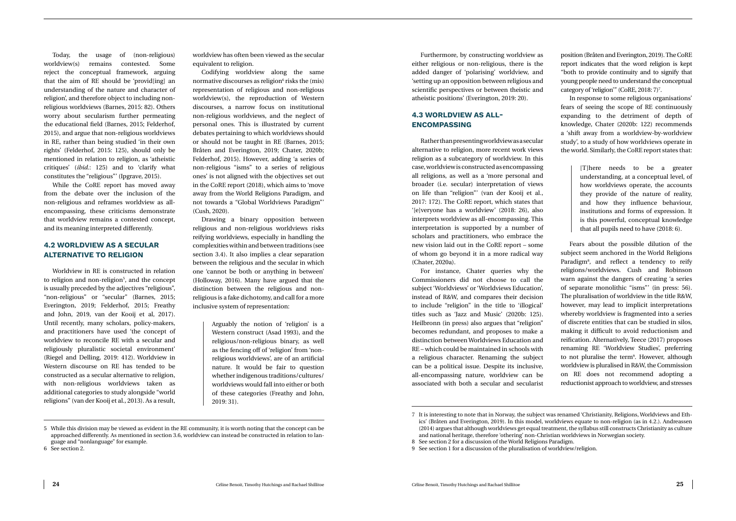Today, the usage of (non-religious) worldview(s) remains contested. Some reject the conceptual framework, arguing that the aim of RE should be 'provid[ing] an understanding of the nature and character of religion', and therefore object to including non-religious worldviews (Barnes, 2015: 82). Others worry about secularism further permeating the educational field (Barnes, 2015; Felderhof, 2015), and argue that non-religious worldviews in RE, rather than being studied 'in their own rights' (Felderhof, 2015: 125), should only be mentioned in relation to religion, as 'atheistic critiques' (*ibid*.: 125) and to 'clarify what constitutes the "religious"' (Ipgrave, 2015).

While the CoRE report has moved away from the debate over the inclusion of the non-religious and reframes worldview as all-encompassing, these criticisms demonstrate that worldview remains a contested concept, and its meaning interpreted differently.

### 4.2 WORLDVIEW AS A SECULAR ALTERNATIVE TO RELIGION

Worldview in RE is constructed in relation to religion and non-religion[5], and the concept is usually preceded by the adjectives "religious", "non-religious" or "secular" (Barnes, 2015; Everington, 2019; Felderhof, 2015; Freathy and John, 2019, van der Kooij et al, 2017). Until recently, many scholars, policy-makers, and practitioners have used 'the concept of worldview to reconcile RE with a secular and religiously pluralistic societal environment' (Riegel and Delling, 2019: 412). Worldview in Western discourse on RE has tended to be constructed as a secular alternative to religion, with non-religious worldviews taken as additional categories to study alongside "world religions" (van der Kooij et al., 2013). As a result, worldview has often been viewed as the secular equivalent to religion.

Codifying worldview along the same normative discourses as religion[6] risks the (mis) representation of religious and non-religious worldview(s), the reproduction of Western discourses, a narrow focus on institutional non-religious worldviews, and the neglect of personal ones. This is illustrated by current debates pertaining to which worldviews should or should not be taught in RE (Barnes, 2015; Bråten and Everington, 2019; Chater, 2020b; Felderhof, 2015). However, adding 'a series of non-religious "isms" to a series of religious ones' is not aligned with the objectives set out in the CoRE report (2018), which aims to 'move away from the World Religions Paradigm, and not towards a "Global Worldviews Paradigm"' (Cush, 2020).

Drawing a binary opposition between religious and non-religious worldviews risks reifying worldviews, especially in handling the complexities within and between traditions (see section 3.4). It also implies a clear separation between the religious and the secular in which one 'cannot be both or anything in between' (Holloway, 2016). Many have argued that the distinction between the religious and non-religious is a fake dichotomy, and call for a more inclusive system of representation:

> Arguably the notion of 'religion' is a Western construct (Asad 1993), and the religious/non-religious binary, as well as the fencing off of 'religion' from 'non-religious worldviews', are of an artificial nature. It would be fair to question whether indigenous traditions/cultures/worldviews would fall into either or both of these categories (Freathy and John, 2019: 31).

Furthermore, by constructing worldview as either religious or non-religious, there is the added danger of 'polarising' worldview, and 'setting up an opposition between religious and scientific perspectives or between theistic and atheistic positions' (Everington, 2019: 20).

### 4.3 WORLDVIEW AS ALL-ENCOMPASSING

Rather than presenting worldview as a secular alternative to religion, more recent work views religion as a subcategory of worldview. In this case, worldview is constructed as encompassing all religions, as well as a 'more personal and broader (i.e. secular) interpretation of views on life than "religion"' (van der Kooij et al., 2017: 172). The CoRE report, which states that '[e]veryone has a worldview' (2018: 26), also interprets worldview as all-encompassing. This interpretation is supported by a number of scholars and practitioners, who embrace the new vision laid out in the CoRE report – some of whom go beyond it in a more radical way (Chater, 2020a).

For instance, Chater queries why the Commissioners did not choose to call the subject 'Worldviews' or 'Worldviews Education', instead of R&W, and compares their decision to include "religion" in the title to 'illogical' titles such as 'Jazz and Music' (2020b: 125). Heilbronn (in press) also argues that "religion" becomes redundant, and proposes to make a distinction between Worldviews Education and RE – which could be maintained in schools with a religious character. Renaming the subject can be a political issue. Despite its inclusive, all-encompassing nature, worldview can be associated with both a secular and secularist position (Bråten and Everington, 2019). The CoRE report indicates that the word religion is kept "both to provide continuity and to signify that young people need to understand the conceptual category of 'religion'" (CoRE, 2018: 7)[7].

In response to some religious organisations' fears of seeing the scope of RE continuously expanding to the detriment of depth of knowledge, Chater (2020b: 122) recommends a 'shift away from a worldview-by-worldview study', to a study of how worldviews operate in the world. Similarly, the CoRE report states that:

> [T]here needs to be a greater understanding, at a conceptual level, of how worldviews operate, the accounts they provide of the nature of reality, and how they influence behaviour, institutions and forms of expression. It is this powerful, conceptual knowledge that all pupils need to have (2018: 6).

Fears about the possible dilution of the subject seem anchored in the World Religions Paradigm[8], and reflect a tendency to reify religions/worldviews. Cush and Robinson warn against the dangers of creating 'a series of separate monolithic "isms"' (in press: 56). The pluralisation of worldview in the title R&W, however, may lead to implicit interpretations whereby worldview is fragmented into a series of discrete entities that can be studied in silos, making it difficult to avoid reductionism and reification. Alternatively, Teece (2017) proposes renaming RE 'Worldview Studies', preferring to not pluralise the term[9]. However, although worldview is pluralised in R&W, the Commission on RE does not recommend adopting a reductionist approach to worldview, and stresses

---

5 While this division may be viewed as evident in the RE community, it is worth noting that the concept can be approached differently. As mentioned in section 3.6, worldview can instead be constructed in relation to language and "nonlanguage" for example.

6 See section 2.

7 It is interesting to note that in Norway, the subject was renamed 'Christianity, Religions, Worldviews and Ethics' (Bråten and Everington, 2019). In this model, worldviews equate to non-religion (as in 4.2.). Andreassen (2014) argues that although worldviews get equal treatment, the syllabus still constructs Christianity as culture and national heritage, therefore 'othering' non-Christian worldviews in Norwegian society.

8 See section 2 for a discussion of the World Religions Paradigm.

9 See section 1 for a discussion of the pluralisation of worldview/religion.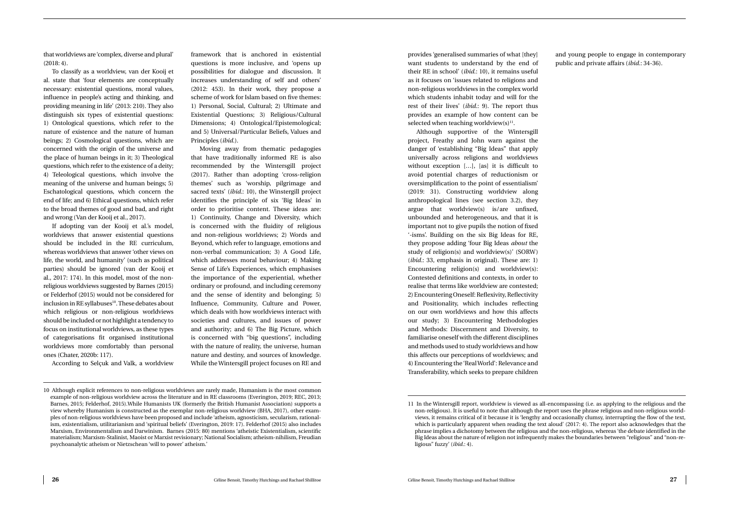that worldviews are 'complex, diverse and plural' (2018: 4).

To classify as a worldview, van der Kooij et al. state that 'four elements are conceptually necessary: existential questions, moral values, influence in people's acting and thinking, and providing meaning in life' (2013: 210). They also distinguish six types of existential questions: 1) Ontological questions, which refer to the nature of existence and the nature of human beings; 2) Cosmological questions, which are concerned with the origin of the universe and the place of human beings in it; 3) Theological questions, which refer to the existence of a deity; 4) Teleological questions, which involve the meaning of the universe and human beings; 5) Eschatological questions, which concern the end of life; and 6) Ethical questions, which refer to the broad themes of good and bad, and right and wrong (Van der Kooij et al., 2017).

If adopting van der Kooij et al.'s model, worldviews that answer existential questions should be included in the RE curriculum, whereas worldviews that answer 'other views on life, the world, and humanity' (such as political parties) should be ignored (van der Kooij et al., 2017: 174). In this model, most of the non-religious worldviews suggested by Barnes (2015) or Felderhof (2015) would not be considered for inclusion in RE syllabuses[10]. These debates about which religious or non-religious worldviews should be included or not highlight a tendency to focus on institutional worldviews, as these types of categorisations fit organised institutional worldviews more comfortably than personal ones (Chater, 2020b: 117).

According to Selçuk and Valk, a worldview framework that is anchored in existential questions is more inclusive, and 'opens up possibilities for dialogue and discussion. It increases understanding of self and others' (2012: 453). In their work, they propose a scheme of work for Islam based on five themes: 1) Personal, Social, Cultural; 2) Ultimate and Existential Questions; 3) Religious/Cultural Dimensions; 4) Ontological/Epistemological; and 5) Universal/Particular Beliefs, Values and Principles (*ibid.*).

Moving away from thematic pedagogies that have traditionally informed RE is also recommended by the Wintersgill project (2017). Rather than adopting 'cross-religion themes' such as 'worship, pilgrimage and sacred texts' (*ibid.*: 10), the Winstergill project identifies the principle of six 'Big Ideas' in order to prioritise content. These ideas are: 1) Continuity, Change and Diversity, which is concerned with the fluidity of religious and non-religious worldviews; 2) Words and Beyond, which refer to language, emotions and non-verbal communication; 3) A Good Life, which addresses moral behaviour; 4) Making Sense of Life's Experiences, which emphasises the importance of the experiential, whether ordinary or profound, and including ceremony and the sense of identity and belonging; 5) Influence, Community, Culture and Power, which deals with how worldviews interact with societies and cultures, and issues of power and authority; and 6) The Big Picture, which is concerned with "big questions", including with the nature of reality, the universe, human nature and destiny, and sources of knowledge. While the Wintersgill project focuses on RE and provides 'generalised summaries of what [they] want students to understand by the end of their RE in school' (*ibid.*: 10), it remains useful as it focuses on 'issues related to religions and non-religious worldviews in the complex world which students inhabit today and will for the rest of their lives' (*ibid.*: 9). The report thus provides an example of how content can be selected when teaching worldview(s)[11].

Although supportive of the Wintersgill project, Freathy and John warn against the danger of 'establishing "Big Ideas" that apply universally across religions and worldviews without exception […], [as] it is difficult to avoid potential charges of reductionism or oversimplification to the point of essentialism' (2019: 31). Constructing worldview along anthropological lines (see section 3.2), they argue that worldview(s) is/are unfixed, unbounded and heterogeneous, and that it is important not to give pupils the notion of fixed '-isms'. Building on the six Big Ideas for RE, they propose adding 'four Big Ideas *about* the study of religion(s) and worldview(s)' (SORW) (*ibid.*: 33, emphasis in original). These are: 1) Encountering religion(s) and worldview(s): Contested definitions and contexts, in order to realise that terms like worldview are contested; 2) Encountering Oneself: Reflexivity, Reflectivity and Positionality, which includes reflecting on our own worldviews and how this affects our study; 3) Encountering Methodologies and Methods: Discernment and Diversity, to familiarise oneself with the different disciplines and methods used to study worldviews and how this affects our perceptions of worldviews; and 4) Encountering the 'Real World': Relevance and Transferability, which seeks to prepare children and young people to engage in contemporary public and private affairs (*ibid.*: 34-36).

---

10 Although explicit references to non-religious worldviews are rarely made, Humanism is the most common example of non-religious worldview across the literature and in RE classrooms (Everington, 2019; REC, 2013; Barnes, 2015; Felderhof, 2015).While Humanists UK (formerly the British Humanist Association) supports a view whereby Humanism is constructed as the exemplar non-religious worldview (BHA, 2017), other examples of non-religious worldviews have been proposed and include 'atheism, agnosticism, secularism, rationalism, existentialism, utilitarianism and 'spiritual beliefs' (Everington, 2019: 17). Felderhof (2015) also includes Marxism, Environmentalism and Darwinism. Barnes (2015: 80) mentions 'atheistic Existentialism, scientific materialism; Marxism-Stalinist, Maoist or Marxist revisionary; National Socialism; atheism-nihilism, Freudian psychoanalytic atheism or Nietzschean 'will to power' atheism.'

11 In the Wintersgill report, worldview is viewed as all-encompassing (i.e. as applying to the religious and the non-religious). It is useful to note that although the report uses the phrase religious and non-religious worldviews, it remains critical of it because it is 'lengthy and occasionally clumsy, interrupting the flow of the text, which is particularly apparent when reading the text aloud' (2017: 4). The report also acknowledges that the phrase implies a dichotomy between the religious and the non-religious, whereas 'the debate identified in the Big Ideas about the nature of religion not infrequently makes the boundaries between "religious" and "non-religious" fuzzy' (*ibid.*: 4).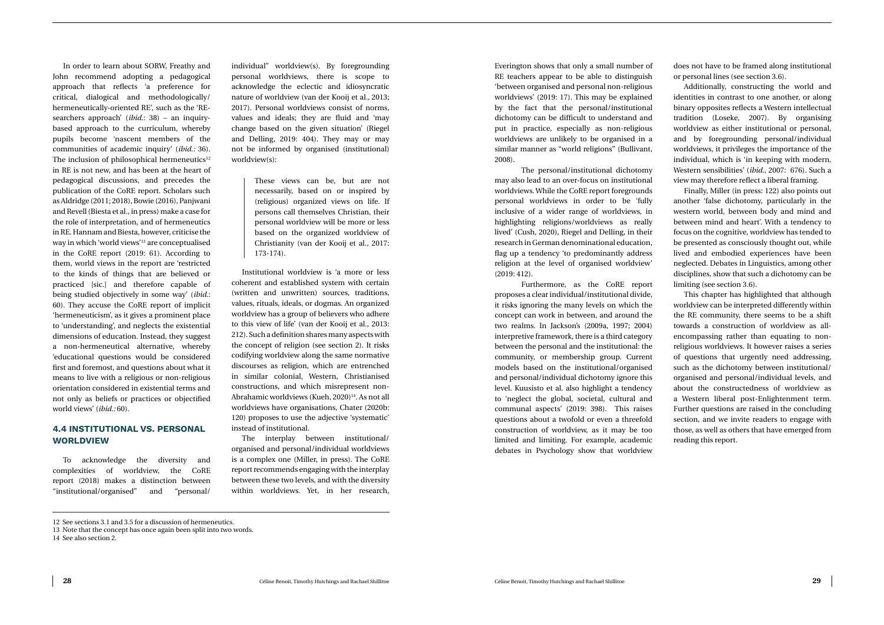In order to learn about SORW, Freathy and John recommend adopting a pedagogical approach that reflects 'a preference for critical, dialogical and methodologically/hermeneutically-oriented RE', such as the 'RE-searchers approach' (*ibid.*: 38) – an inquiry-based approach to the curriculum, whereby pupils become 'nascent members of the communities of academic inquiry' (*ibid.:* 36). The inclusion of philosophical hermeneutics[12] in RE is not new, and has been at the heart of pedagogical discussions, and precedes the publication of the CoRE report. Scholars such as Aldridge (2011; 2018), Bowie (2016), Panjwani and Revell (Biesta et al., in press) make a case for the role of interpretation, and of hermeneutics in RE. Hannam and Biesta, however, criticise the way in which 'world views'[13] are conceptualised in the CoRE report (2019: 61). According to them, world views in the report are 'restricted to the kinds of things that are believed or practiced [sic.] and therefore capable of being studied objectively in some way' (*ibid.*: 60). They accuse the CoRE report of implicit 'hermeneuticism', as it gives a prominent place to 'understanding', and neglects the existential dimensions of education. Instead, they suggest a non-hermeneutical alternative, whereby 'educational questions would be considered first and foremost, and questions about what it means to live with a religious or non-religious orientation considered in existential terms and not only as beliefs or practices or objectified world views' (*ibid.:* 60).

## 4.4 INSTITUTIONAL VS. PERSONAL WORLDVIEW

To acknowledge the diversity and complexities of worldview, the CoRE report (2018) makes a distinction between "institutional/organised" and "personal/individual" worldview(s). By foregrounding personal worldviews, there is scope to acknowledge the eclectic and idiosyncratic nature of worldview (van der Kooij et al., 2013; 2017). Personal worldviews consist of norms, values and ideals; they are fluid and 'may change based on the given situation' (Riegel and Delling, 2019: 404). They may or may not be informed by organised (institutional) worldview(s):

> These views can be, but are not necessarily, based on or inspired by (religious) organized views on life. If persons call themselves Christian, their personal worldview will be more or less based on the organized worldview of Christianity (van der Kooij et al., 2017: 173-174).

Institutional worldview is 'a more or less coherent and established system with certain (written and unwritten) sources, traditions, values, rituals, ideals, or dogmas. An organized worldview has a group of believers who adhere to this view of life' (van der Kooij et al., 2013: 212). Such a definition shares many aspects with the concept of religion (see section 2). It risks codifying worldview along the same normative discourses as religion, which are entrenched in similar colonial, Western, Christianised constructions, and which misrepresent non-Abrahamic worldviews (Kueh, 2020)[14]. As not all worldviews have organisations, Chater (2020b: 120) proposes to use the adjective 'systematic' instead of institutional.

The interplay between institutional/organised and personal/individual worldviews is a complex one (Miller, in press). The CoRE report recommends engaging with the interplay between these two levels, and with the diversity within worldviews. Yet, in her research, Everington shows that only a small number of RE teachers appear to be able to distinguish 'between organised and personal non-religious worldviews' (2019: 17). This may be explained by the fact that the personal/institutional dichotomy can be difficult to understand and put in practice, especially as non-religious worldviews are unlikely to be organised in a similar manner as "world religions" (Bullivant, 2008).

The personal/institutional dichotomy may also lead to an over-focus on institutional worldviews. While the CoRE report foregrounds personal worldviews in order to be 'fully inclusive of a wider range of worldviews, in highlighting religions/worldviews as really lived' (Cush, 2020), Riegel and Delling, in their research in German denominational education, flag up a tendency 'to predominantly address religion at the level of organised worldview' (2019: 412).

Furthermore, as the CoRE report proposes a clear individual/institutional divide, it risks ignoring the many levels on which the concept can work in between, and around the two realms. In Jackson's (2009a, 1997; 2004) interpretive framework, there is a third category between the personal and the institutional: the community, or membership group. Current models based on the institutional/organised and personal/individual dichotomy ignore this level. Kuusisto et al. also highlight a tendency to 'neglect the global, societal, cultural and communal aspects' (2019: 398). This raises questions about a twofold or even a threefold construction of worldview, as it may be too limited and limiting. For example, academic debates in Psychology show that worldview does not have to be framed along institutional or personal lines (see section 3.6).

Additionally, constructing the world and identities in contrast to one another, or along binary opposites reflects a Western intellectual tradition (Loseke, 2007). By organising worldview as either institutional or personal, and by foregrounding personal/individual worldviews, it privileges the importance of the individual, which is 'in keeping with modern, Western sensibilities' (*ibid.*, 2007: 676). Such a view may therefore reflect a liberal framing.

Finally, Miller (in press: 122) also points out another 'false dichotomy, particularly in the western world, between body and mind and between mind and heart'. With a tendency to focus on the cognitive, worldview has tended to be presented as consciously thought out, while lived and embodied experiences have been neglected. Debates in Linguistics, among other disciplines, show that such a dichotomy can be limiting (see section 3.6).

This chapter has highlighted that although worldview can be interpreted differently within the RE community, there seems to be a shift towards a construction of worldview as all-encompassing rather than equating to non-religious worldviews. It however raises a series of questions that urgently need addressing, such as the dichotomy between institutional/organised and personal/individual levels, and about the constructedness of worldview as a Western liberal post-Enlightenment term. Further questions are raised in the concluding section, and we invite readers to engage with those, as well as others that have emerged from reading this report.

---

12 See sections 3.1 and 3.5 for a discussion of hermeneutics.

13 Note that the concept has once again been split into two words.

14 See also section 2.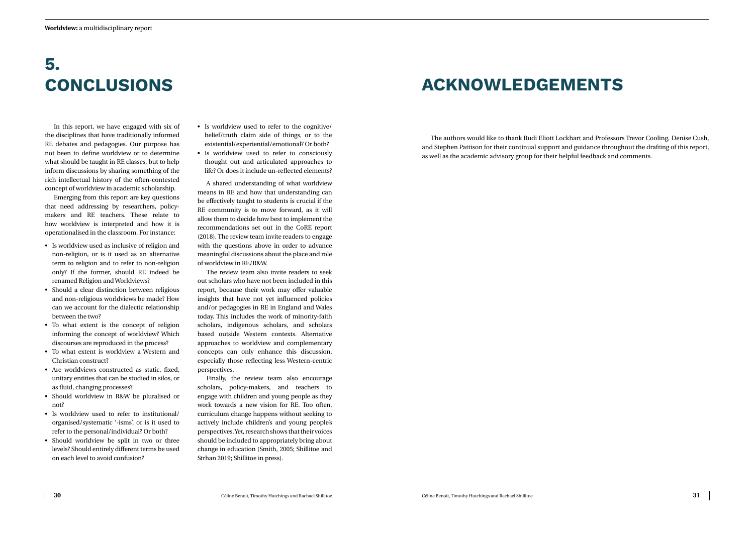# 5. CONCLUSIONS

In this report, we have engaged with six of the disciplines that have traditionally informed RE debates and pedagogies. Our purpose has not been to define worldview or to determine what should be taught in RE classes, but to help inform discussions by sharing something of the rich intellectual history of the often-contested concept of worldview in academic scholarship.

Emerging from this report are key questions that need addressing by researchers, policy-makers and RE teachers. These relate to how worldview is interpreted and how it is operationalised in the classroom. For instance:

- Is worldview used as inclusive of religion and non-religion, or is it used as an alternative term to religion and to refer to non-religion only? If the former, should RE indeed be renamed Religion and Worldviews?
- Should a clear distinction between religious and non-religious worldviews be made? How can we account for the dialectic relationship between the two?
- To what extent is the concept of religion informing the concept of worldview? Which discourses are reproduced in the process?
- To what extent is worldview a Western and Christian construct?
- Are worldviews constructed as static, fixed, unitary entities that can be studied in silos, or as fluid, changing processes?
- Should worldview in R&W be pluralised or not?
- Is worldview used to refer to institutional/organised/systematic '-isms', or is it used to refer to the personal/individual? Or both?
- Should worldview be split in two or three levels? Should entirely different terms be used on each level to avoid confusion?
- Is worldview used to refer to the cognitive/belief/truth claim side of things, or to the existential/experiential/emotional? Or both?
- Is worldview used to refer to consciously thought out and articulated approaches to life? Or does it include un-reflected elements?

A shared understanding of what worldview means in RE and how that understanding can be effectively taught to students is crucial if the RE community is to move forward, as it will allow them to decide how best to implement the recommendations set out in the CoRE report (2018). The review team invite readers to engage with the questions above in order to advance meaningful discussions about the place and role of worldview in RE/R&W.

The review team also invite readers to seek out scholars who have not been included in this report, because their work may offer valuable insights that have not yet influenced policies and/or pedagogies in RE in England and Wales today. This includes the work of minority-faith scholars, indigenous scholars, and scholars based outside Western contexts. Alternative approaches to worldview and complementary concepts can only enhance this discussion, especially those reflecting less Western-centric perspectives.

Finally, the review team also encourage scholars, policy-makers, and teachers to engage with children and young people as they work towards a new vision for RE. Too often, curriculum change happens without seeking to actively include children's and young people's perspectives. Yet, research shows that their voices should be included to appropriately bring about change in education (Smith, 2005; Shillitoe and Strhan 2019; Shillitoe in press).

# ACKNOWLEDGEMENTS

The authors would like to thank Rudi Eliott Lockhart and Professors Trevor Cooling, Denise Cush, and Stephen Pattison for their continual support and guidance throughout the drafting of this report, as well as the academic advisory group for their helpful feedback and comments.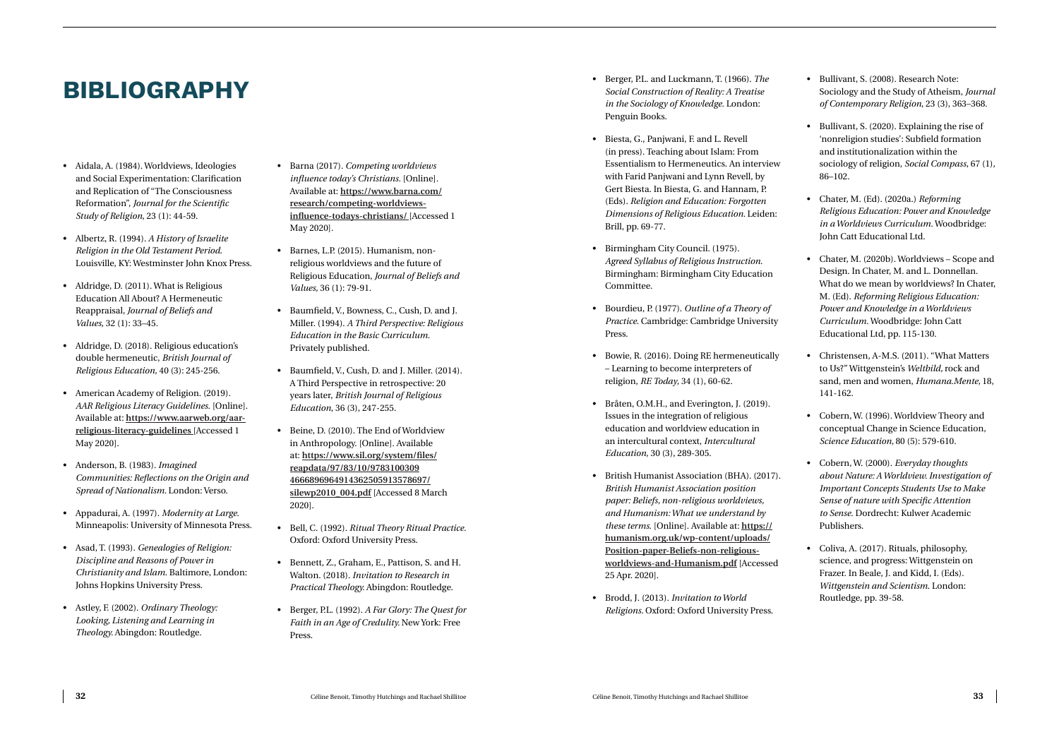# BIBLIOGRAPHY

- Aidala, A. (1984). Worldviews, Ideologies and Social Experimentation: Clarification and Replication of "The Consciousness Reformation", *Journal for the Scientific Study of Religion*, 23 (1): 44-59.
- Albertz, R. (1994). *A History of Israelite Religion in the Old Testament Period.* Louisville, KY: Westminster John Knox Press.
- Aldridge, D. (2011). What is Religious Education All About? A Hermeneutic Reappraisal, *Journal of Beliefs and Values*, 32 (1): 33–45.
- Aldridge, D. (2018). Religious education's double hermeneutic, *British Journal of Religious Education*, 40 (3): 245-256.
- American Academy of Religion. (2019). *AAR Religious Literacy Guidelines.* [Online]. Available at: **https://www.aarweb.org/aar-religious-literacy-guidelines** [Accessed 1 May 2020].
- Anderson, B. (1983). *Imagined Communities: Reflections on the Origin and Spread of Nationalism.* London: Verso.
- Appadurai, A. (1997). *Modernity at Large.* Minneapolis: University of Minnesota Press.
- Asad, T. (1993). *Genealogies of Religion: Discipline and Reasons of Power in Christianity and Islam.* Baltimore, London: Johns Hopkins University Press.
- Astley, F. (2002). *Ordinary Theology: Looking, Listening and Learning in Theology.* Abingdon: Routledge.
- Barna (2017). *Competing worldviews influence today's Christians.* [Online]. Available at: **https://www.barna.com/research/competing-worldviews-influence-todays-christians/** [Accessed 1 May 2020].
- Barnes, L.P. (2015). Humanism, non-religious worldviews and the future of Religious Education, *Journal of Beliefs and Values*, 36 (1): 79-91.
- Baumfield, V., Bowness, C., Cush, D. and J. Miller. (1994). *A Third Perspective: Religious Education in the Basic Curriculum.* Privately published.
- Baumfield, V., Cush, D. and J. Miller. (2014). A Third Perspective in retrospective: 20 years later, *British Journal of Religious Education*, 36 (3), 247-255.
- Beine, D. (2010). The End of Worldview in Anthropology. [Online]. Available at: **https://www.sil.org/system/files/reapdata/97/83/10/9783100309466689696491436250591357869​7/silewp2010_004.pdf** [Accessed 8 March 2020].
- Bell, C. (1992). *Ritual Theory Ritual Practice.* Oxford: Oxford University Press.
- Bennett, Z., Graham, E., Pattison, S. and H. Walton. (2018). *Invitation to Research in Practical Theology.* Abingdon: Routledge.
- Berger, P.L. (1992). *A Far Glory: The Quest for Faith in an Age of Credulity.* New York: Free Press.
- Berger, P.L. and Luckmann, T. (1966). *The Social Construction of Reality: A Treatise in the Sociology of Knowledge.* London: Penguin Books.
- Biesta, G., Panjwani, F. and L. Revell (in press). Teaching about Islam: From Essentialism to Hermeneutics. An interview with Farid Panjwani and Lynn Revell, by Gert Biesta. In Biesta, G. and Hannam, P. (Eds). *Religion and Education: Forgotten Dimensions of Religious Education.* Leiden: Brill, pp. 69-77.
- Birmingham City Council. (1975). *Agreed Syllabus of Religious Instruction.* Birmingham: Birmingham City Education Committee.
- Bourdieu, P. (1977). *Outline of a Theory of Practice.* Cambridge: Cambridge University Press.
- Bowie, R. (2016). Doing RE hermeneutically – Learning to become interpreters of religion, *RE Today*, 34 (1), 60-62.
- Bråten, O.M.H., and Everington, J. (2019). Issues in the integration of religious education and worldview education in an intercultural context, *Intercultural Education*, 30 (3), 289-305.
- British Humanist Association (BHA). (2017). *British Humanist Association position paper: Beliefs, non-religious worldviews, and Humanism: What we understand by these terms.* [Online]. Available at: **https://humanism.org.uk/wp-content/uploads/Position-paper-Beliefs-non-religious-worldviews-and-Humanism.pdf** [Accessed 25 Apr. 2020].
- Brodd, J. (2013). *Invitation to World Religions.* Oxford: Oxford University Press.
- Bullivant, S. (2008). Research Note: Sociology and the Study of Atheism, *Journal of Contemporary Religion*, 23 (3), 363–368.
- Bullivant, S. (2020). Explaining the rise of 'nonreligion studies': Subfield formation and institutionalization within the sociology of religion, *Social Compass*, 67 (1), 86–102.
- Chater, M. (Ed). (2020a.) *Reforming Religious Education: Power and Knowledge in a Worldviews Curriculum.* Woodbridge: John Catt Educational Ltd.
- Chater, M. (2020b). Worldviews – Scope and Design. In Chater, M. and L. Donnellan. What do we mean by worldviews? In Chater, M. (Ed). *Reforming Religious Education: Power and Knowledge in a Worldviews Curriculum.* Woodbridge: John Catt Educational Ltd, pp. 115-130.
- Christensen, A-M.S. (2011). "What Matters to Us?" Wittgenstein's *Weltbild*, rock and sand, men and women, *Humana.Mente*, 18, 141-162.
- Cobern, W. (1996). Worldview Theory and conceptual Change in Science Education, *Science Education*, 80 (5): 579-610.
- Cobern, W. (2000). *Everyday thoughts about Nature: A Worldview. Investigation of Important Concepts Students Use to Make Sense of nature with Specific Attention to Sense.* Dordrecht: Kulwer Academic Publishers.
- Coliva, A. (2017). Rituals, philosophy, science, and progress: Wittgenstein on Frazer. In Beale, J. and Kidd, I. (Eds). *Wittgenstein and Scientism.* London: Routledge, pp. 39-58.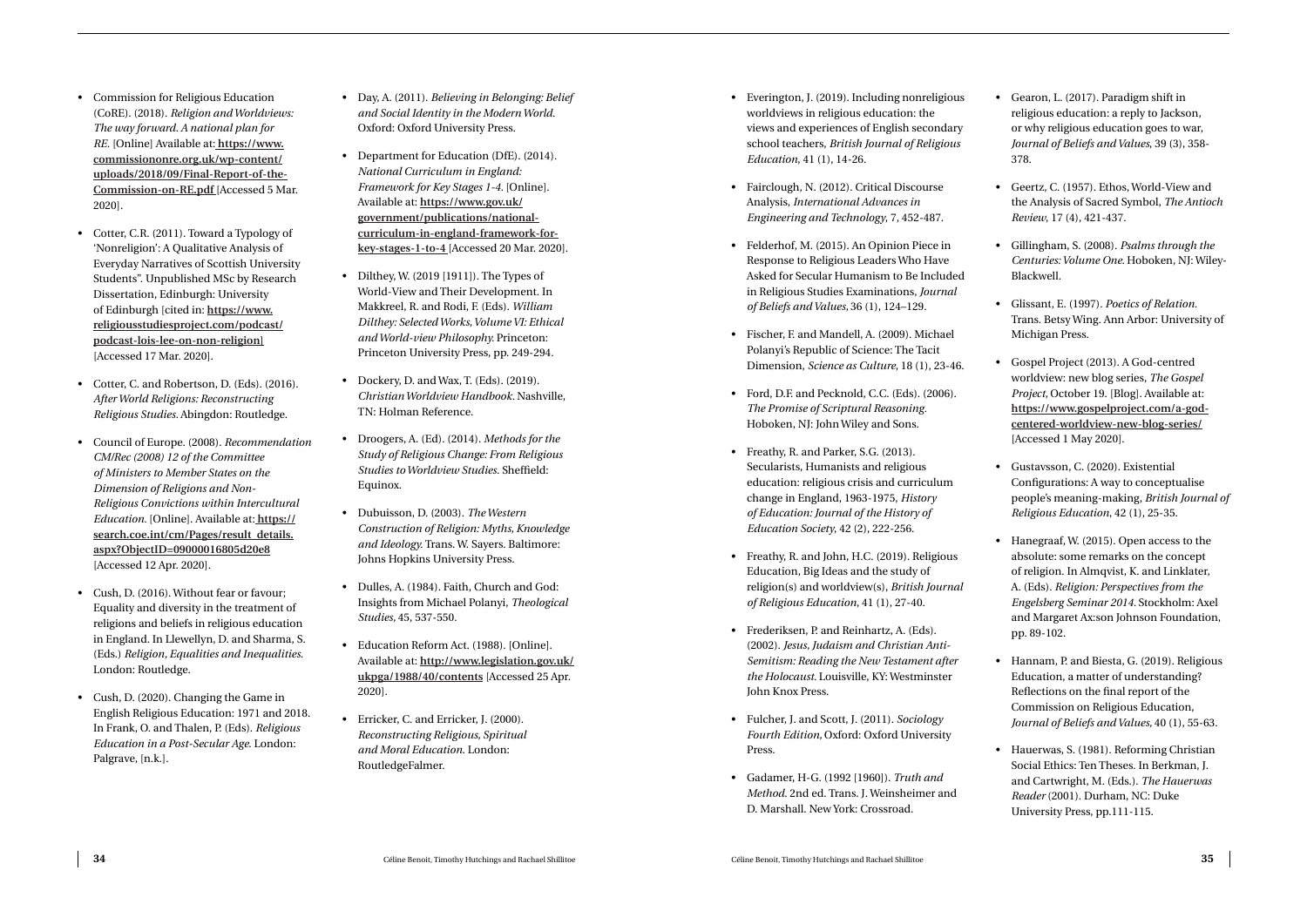- Commission for Religious Education (CoRE). (2018). *Religion and Worldviews: The way forward. A national plan for RE*. [Online] Available at: **https://www.commissiononre.org.uk/wp-content/uploads/2018/09/Final-Report-of-the-Commission-on-RE.pdf** [Accessed 5 Mar. 2020].

- Cotter, C.R. (2011). Toward a Typology of 'Nonreligion': A Qualitative Analysis of Everyday Narratives of Scottish University Students". Unpublished MSc by Research Dissertation, Edinburgh: University of Edinburgh [cited in: **https://www.religiousstudiesproject.com/podcast/podcast-lois-lee-on-non-religion**] [Accessed 17 Mar. 2020].

- Cotter, C. and Robertson, D. (Eds). (2016). *After World Religions: Reconstructing Religious Studies*. Abingdon: Routledge.

- Council of Europe. (2008). *Recommendation CM/Rec (2008) 12 of the Committee of Ministers to Member States on the Dimension of Religions and Non-Religious Convictions within Intercultural Education*. [Online]. Available at: **https://search.coe.int/cm/Pages/result_details.aspx?ObjectID=09000016805d20e8** [Accessed 12 Apr. 2020].

- Cush, D. (2016). Without fear or favour; Equality and diversity in the treatment of religions and beliefs in religious education in England. In Llewellyn, D. and Sharma, S. (Eds.) *Religion, Equalities and Inequalities*. London: Routledge.

- Cush, D. (2020). Changing the Game in English Religious Education: 1971 and 2018. In Frank, O. and Thalen, P. (Eds). *Religious Education in a Post-Secular Age*. London: Palgrave, [n.k.].

- Day, A. (2011). *Believing in Belonging: Belief and Social Identity in the Modern World*. Oxford: Oxford University Press.

- Department for Education (DfE). (2014). *National Curriculum in England: Framework for Key Stages 1-4*. [Online]. Available at: **https://www.gov.uk/government/publications/national-curriculum-in-england-framework-for-key-stages-1-to-4** [Accessed 20 Mar. 2020].

- Dilthey, W. (2019 [1911]). The Types of World-View and Their Development. In Makkreel, R. and Rodi, F. (Eds). *William Dilthey: Selected Works, Volume VI: Ethical and World-view Philosophy*. Princeton: Princeton University Press, pp. 249-294.

- Dockery, D. and Wax, T. (Eds). (2019). *Christian Worldview Handbook*. Nashville, TN: Holman Reference.

- Droogers, A. (Ed). (2014). *Methods for the Study of Religious Change: From Religious Studies to Worldview Studies*. Sheffield: Equinox.

- Dubuisson, D. (2003). *The Western Construction of Religion: Myths, Knowledge and Ideology*. Trans. W. Sayers. Baltimore: Johns Hopkins University Press.

- Dulles, A. (1984). Faith, Church and God: Insights from Michael Polanyi, *Theological Studies*, 45, 537-550.

- Education Reform Act. (1988). [Online]. Available at: **http://www.legislation.gov.uk/ukpga/1988/40/contents** [Accessed 25 Apr. 2020].

- Erricker, C. and Erricker, J. (2000). *Reconstructing Religious, Spiritual and Moral Education*. London: RoutledgeFalmer.

- Everington, J. (2019). Including nonreligious worldviews in religious education: the views and experiences of English secondary school teachers, *British Journal of Religious Education*, 41 (1), 14-26.

- Fairclough, N. (2012). Critical Discourse Analysis, *International Advances in Engineering and Technology*, 7, 452-487.

- Felderhof, M. (2015). An Opinion Piece in Response to Religious Leaders Who Have Asked for Secular Humanism to Be Included in Religious Studies Examinations, *Journal of Beliefs and Values*, 36 (1), 124–129.

- Fischer, F. and Mandell, A. (2009). Michael Polanyi's Republic of Science: The Tacit Dimension, *Science as Culture*, 18 (1), 23-46.

- Ford, D.F. and Pecknold, C.C. (Eds). (2006). *The Promise of Scriptural Reasoning*. Hoboken, NJ: John Wiley and Sons.

- Freathy, R. and Parker, S.G. (2013). Secularists, Humanists and religious education: religious crisis and curriculum change in England, 1963-1975, *History of Education: Journal of the History of Education Society*, 42 (2), 222-256.

- Freathy, R. and John, H.C. (2019). Religious Education, Big Ideas and the study of religion(s) and worldview(s), *British Journal of Religious Education*, 41 (1), 27-40.

- Frederiksen, P. and Reinhartz, A. (Eds). (2002). *Jesus, Judaism and Christian Anti-Semitism: Reading the New Testament after the Holocaust*. Louisville, KY: Westminster John Knox Press.

- Fulcher, J. and Scott, J. (2011). *Sociology Fourth Edition*, Oxford: Oxford University Press.

- Gadamer, H-G. (1992 [1960]). *Truth and Method*. 2nd ed. Trans. J. Weinsheimer and D. Marshall. New York: Crossroad.

- Gearon, L. (2017). Paradigm shift in religious education: a reply to Jackson, or why religious education goes to war, *Journal of Beliefs and Values*, 39 (3), 358-378.

- Geertz, C. (1957). Ethos, World-View and the Analysis of Sacred Symbol, *The Antioch Review*, 17 (4), 421-437.

- Gillingham, S. (2008). *Psalms through the Centuries: Volume One*. Hoboken, NJ: Wiley-Blackwell.

- Glissant, E. (1997). *Poetics of Relation*. Trans. Betsy Wing. Ann Arbor: University of Michigan Press.

- Gospel Project (2013). A God-centred worldview: new blog series, *The Gospel Project*, October 19. [Blog]. Available at: **https://www.gospelproject.com/a-god-centered-worldview-new-blog-series/** [Accessed 1 May 2020].

- Gustavsson, C. (2020). Existential Configurations: A way to conceptualise people's meaning-making, *British Journal of Religious Education*, 42 (1), 25-35.

- Hanegraaf, W. (2015). Open access to the absolute: some remarks on the concept of religion. In Almqvist, K. and Linklater, A. (Eds). *Religion: Perspectives from the Engelsberg Seminar 2014*. Stockholm: Axel and Margaret Ax:son Johnson Foundation, pp. 89-102.

- Hannam, P. and Biesta, G. (2019). Religious Education, a matter of understanding? Reflections on the final report of the Commission on Religious Education, *Journal of Beliefs and Values*, 40 (1), 55-63.

- Hauerwas, S. (1981). Reforming Christian Social Ethics: Ten Theses. In Berkman, J. and Cartwright, M. (Eds.). *The Hauerwas Reader* (2001). Durham, NC: Duke University Press, pp.111-115.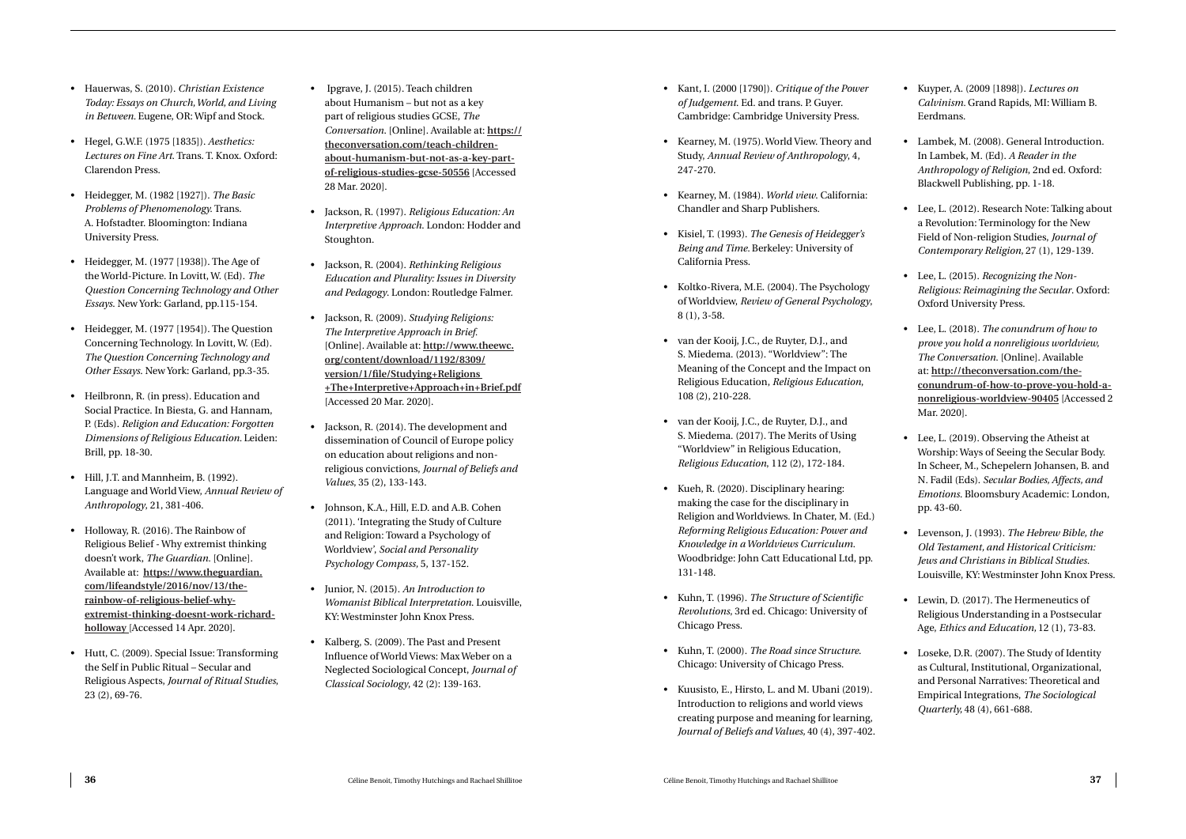- Hauerwas, S. (2010). *Christian Existence Today: Essays on Church, World, and Living in Between.* Eugene, OR: Wipf and Stock.

- Hegel, G.W.F. (1975 [1835]). *Aesthetics: Lectures on Fine Art.* Trans. T. Knox. Oxford: Clarendon Press.

- Heidegger, M. (1982 [1927]). *The Basic Problems of Phenomenology.* Trans. A. Hofstadter. Bloomington: Indiana University Press.

- Heidegger, M. (1977 [1938]). The Age of the World-Picture. In Lovitt, W. (Ed). *The Question Concerning Technology and Other Essays.* New York: Garland, pp.115-154.

- Heidegger, M. (1977 [1954]). The Question Concerning Technology. In Lovitt, W. (Ed). *The Question Concerning Technology and Other Essays.* New York: Garland, pp.3-35.

- Heilbronn, R. (in press). Education and Social Practice. In Biesta, G. and Hannam, P. (Eds). *Religion and Education: Forgotten Dimensions of Religious Education.* Leiden: Brill, pp. 18-30.

- Hill, J.T. and Mannheim, B. (1992). Language and World View, *Annual Review of Anthropology*, 21, 381-406.

- Holloway, R. (2016). The Rainbow of Religious Belief - Why extremist thinking doesn't work, *The Guardian.* [Online]. Available at: **https://www.theguardian.com/lifeandstyle/2016/nov/13/the-rainbow-of-religious-belief-why-extremist-thinking-doesnt-work-richard-holloway** [Accessed 14 Apr. 2020].

- Hutt, C. (2009). Special Issue: Transforming the Self in Public Ritual – Secular and Religious Aspects, *Journal of Ritual Studies*, 23 (2), 69-76.

- Ipgrave, J. (2015). Teach children about Humanism – but not as a key part of religious studies GCSE, *The Conversation.* [Online]. Available at: **https://theconversation.com/teach-children-about-humanism-but-not-as-a-key-part-of-religious-studies-gcse-50556** [Accessed 28 Mar. 2020].

- Jackson, R. (1997). *Religious Education: An Interpretive Approach.* London: Hodder and Stoughton.

- Jackson, R. (2004). *Rethinking Religious Education and Plurality: Issues in Diversity and Pedagogy.* London: Routledge Falmer.

- Jackson, R. (2009). *Studying Religions: The Interpretive Approach in Brief.* [Online]. Available at: **http://www.theewc.org/content/download/1192/8309/version/1/file/Studying+Religions+The+Interpretive+Approach+in+Brief.pdf** [Accessed 20 Mar. 2020].

- Jackson, R. (2014). The development and dissemination of Council of Europe policy on education about religions and non-religious convictions, *Journal of Beliefs and Values*, 35 (2), 133-143.

- Johnson, K.A., Hill, E.D. and A.B. Cohen (2011). 'Integrating the Study of Culture and Religion: Toward a Psychology of Worldview', *Social and Personality Psychology Compass*, 5, 137-152.

- Junior, N. (2015). *An Introduction to Womanist Biblical Interpretation.* Louisville, KY: Westminster John Knox Press.

- Kalberg, S. (2009). The Past and Present Influence of World Views: Max Weber on a Neglected Sociological Concept, *Journal of Classical Sociology*, 42 (2): 139-163.

- Kant, I. (2000 [1790]). *Critique of the Power of Judgement.* Ed. and trans. P. Guyer. Cambridge: Cambridge University Press.

- Kearney, M. (1975). World View. Theory and Study, *Annual Review of Anthropology*, 4, 247-270.

- Kearney, M. (1984). *World view.* California: Chandler and Sharp Publishers.

- Kisiel, T. (1993). *The Genesis of Heidegger's Being and Time.* Berkeley: University of California Press.

- Koltko-Rivera, M.E. (2004). The Psychology of Worldview, *Review of General Psychology*, 8 (1), 3-58.

- van der Kooij, J.C., de Ruyter, D.J., and S. Miedema. (2013). "Worldview": The Meaning of the Concept and the Impact on Religious Education, *Religious Education*, 108 (2), 210-228.

- van der Kooij, J.C., de Ruyter, D.J., and S. Miedema. (2017). The Merits of Using "Worldview" in Religious Education, *Religious Education*, 112 (2), 172-184.

- Kueh, R. (2020). Disciplinary hearing: making the case for the disciplinary in Religion and Worldviews. In Chater, M. (Ed.) *Reforming Religious Education: Power and Knowledge in a Worldviews Curriculum.* Woodbridge: John Catt Educational Ltd, pp. 131-148.

- Kuhn, T. (1996). *The Structure of Scientific Revolutions*, 3rd ed. Chicago: University of Chicago Press.

- Kuhn, T. (2000). *The Road since Structure.* Chicago: University of Chicago Press.

- Kuusisto, E., Hirsto, L. and M. Ubani (2019). Introduction to religions and world views creating purpose and meaning for learning, *Journal of Beliefs and Values,* 40 (4), 397-402.

- Kuyper, A. (2009 [1898]). *Lectures on Calvinism.* Grand Rapids, MI: William B. Eerdmans.

- Lambek, M. (2008). General Introduction. In Lambek, M. (Ed). *A Reader in the Anthropology of Religion,* 2nd ed. Oxford: Blackwell Publishing, pp. 1-18.

- Lee, L. (2012). Research Note: Talking about a Revolution: Terminology for the New Field of Non-religion Studies, *Journal of Contemporary Religion,* 27 (1), 129-139.

- Lee, L. (2015). *Recognizing the Non-Religious: Reimagining the Secular.* Oxford: Oxford University Press.

- Lee, L. (2018). *The conundrum of how to prove you hold a nonreligious worldview, The Conversation.* [Online]. Available at: **http://theconversation.com/the-conundrum-of-how-to-prove-you-hold-a-nonreligious-worldview-90405** [Accessed 2 Mar. 2020].

- Lee, L. (2019). Observing the Atheist at Worship: Ways of Seeing the Secular Body. In Scheer, M., Schepelern Johansen, B. and N. Fadil (Eds). *Secular Bodies, Affects, and Emotions.* Bloomsbury Academic: London, pp. 43-60.

- Levenson, J. (1993). *The Hebrew Bible, the Old Testament, and Historical Criticism: Jews and Christians in Biblical Studies.* Louisville, KY: Westminster John Knox Press.

- Lewin, D. (2017). The Hermeneutics of Religious Understanding in a Postsecular Age, *Ethics and Education,* 12 (1), 73-83.

- Loseke, D.R. (2007). The Study of Identity as Cultural, Institutional, Organizational, and Personal Narratives: Theoretical and Empirical Integrations, *The Sociological Quarterly,* 48 (4), 661-688.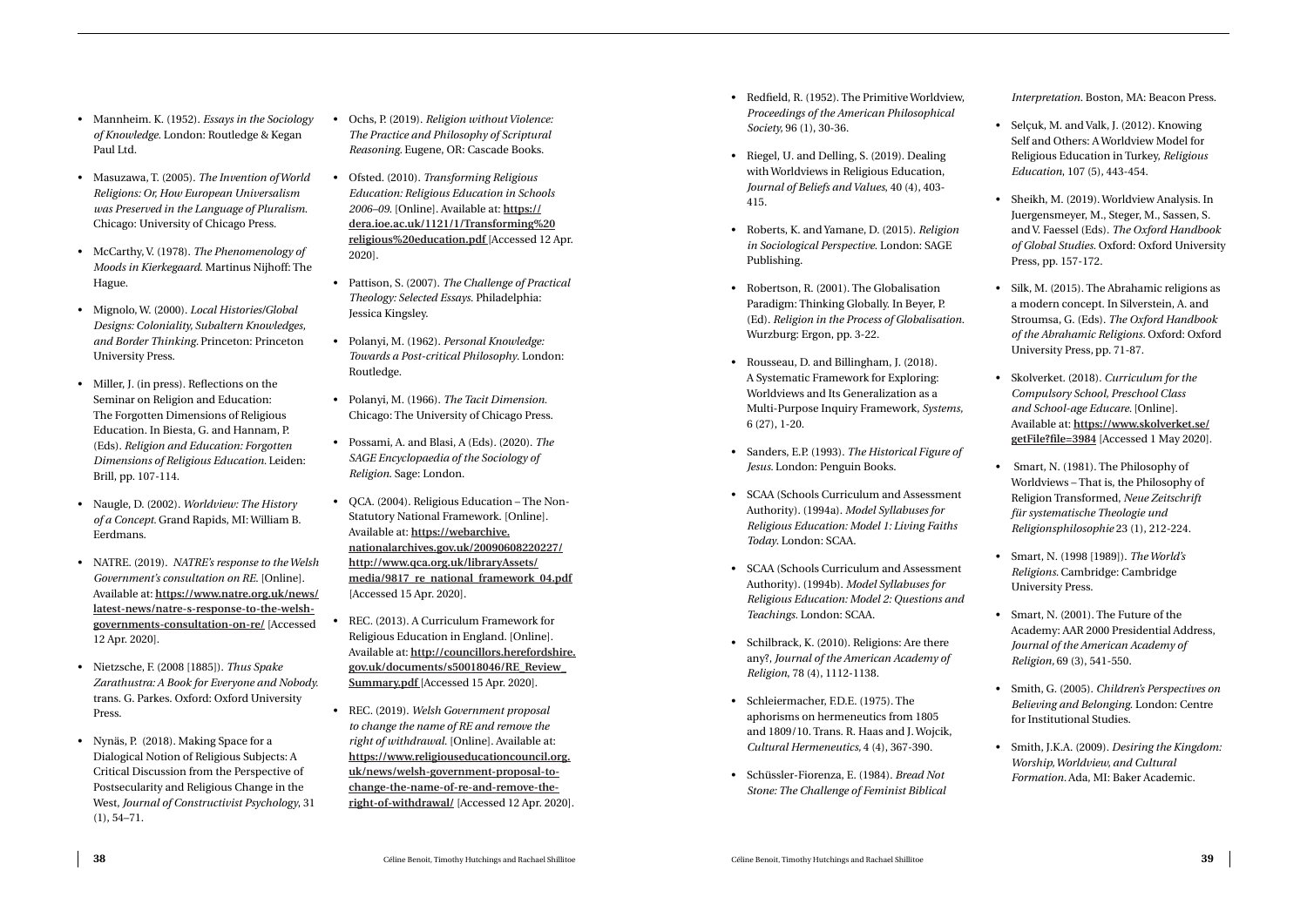- Mannheim. K. (1952). *Essays in the Sociology of Knowledge*. London: Routledge & Kegan Paul Ltd.
- Masuzawa, T. (2005). *The Invention of World Religions: Or, How European Universalism was Preserved in the Language of Pluralism.* Chicago: University of Chicago Press.
- McCarthy, V. (1978). *The Phenomenology of Moods in Kierkegaard.* Martinus Nijhoff: The Hague.
- Mignolo, W. (2000). *Local Histories/Global Designs: Coloniality, Subaltern Knowledges, and Border Thinking.* Princeton: Princeton University Press.
- Miller, J. (in press). Reflections on the Seminar on Religion and Education: The Forgotten Dimensions of Religious Education. In Biesta, G. and Hannam, P. (Eds). *Religion and Education: Forgotten Dimensions of Religious Education.* Leiden: Brill, pp. 107-114.
- Naugle, D. (2002). *Worldview: The History of a Concept.* Grand Rapids, MI: William B. Eerdmans.
- NATRE. (2019). *NATRE's response to the Welsh Government's consultation on RE.* [Online]. Available at: **https://www.natre.org.uk/news/latest-news/natre-s-response-to-the-welsh-governments-consultation-on-re/** [Accessed 12 Apr. 2020].
- Nietzsche, F. (2008 [1885]). *Thus Spake Zarathustra: A Book for Everyone and Nobody.* trans. G. Parkes. Oxford: Oxford University Press.
- Nynäs, P. (2018). Making Space for a Dialogical Notion of Religious Subjects: A Critical Discussion from the Perspective of Postsecularity and Religious Change in the West, *Journal of Constructivist Psychology*, 31 (1), 54–71.
- Ochs, P. (2019). *Religion without Violence: The Practice and Philosophy of Scriptural Reasoning.* Eugene, OR: Cascade Books.
- Ofsted. (2010). *Transforming Religious Education: Religious Education in Schools 2006–09.* [Online]. Available at: **https://dera.ioe.ac.uk/1121/1/Transforming%20religious%20education.pdf** [Accessed 12 Apr. 2020].
- Pattison, S. (2007). *The Challenge of Practical Theology: Selected Essays*. Philadelphia: Jessica Kingsley.
- Polanyi, M. (1962). *Personal Knowledge: Towards a Post-critical Philosophy*. London: Routledge.
- Polanyi, M. (1966). *The Tacit Dimension.* Chicago: The University of Chicago Press.
- Possami, A. and Blasi, A (Eds). (2020). *The SAGE Encyclopaedia of the Sociology of Religion.* Sage: London.
- QCA. (2004). Religious Education – The Non-Statutory National Framework. [Online]. Available at: **https://webarchive.nationalarchives.gov.uk/20090608220227/http://www.qca.org.uk/libraryAssets/media/9817_re_national_framework_04.pdf** [Accessed 15 Apr. 2020].
- REC. (2013). A Curriculum Framework for Religious Education in England. [Online]. Available at: **http://councillors.herefordshire.gov.uk/documents/s50018046/RE_Review_Summary.pdf** [Accessed 15 Apr. 2020].
- REC. (2019). *Welsh Government proposal to change the name of RE and remove the right of withdrawal.* [Online]. Available at: **https://www.religiouseducationcouncil.org.uk/news/welsh-government-proposal-to-change-the-name-of-re-and-remove-the-right-of-withdrawal/** [Accessed 12 Apr. 2020].
- Redfield, R. (1952). The Primitive Worldview, *Proceedings of the American Philosophical Society*, 96 (1), 30-36.
- Riegel, U. and Delling, S. (2019). Dealing with Worldviews in Religious Education, *Journal of Beliefs and Values*, 40 (4), 403-415.
- Roberts, K. and Yamane, D. (2015). *Religion in Sociological Perspective.* London: SAGE Publishing.
- Robertson, R. (2001). The Globalisation Paradigm: Thinking Globally. In Beyer, P. (Ed). *Religion in the Process of Globalisation.* Wurzburg: Ergon, pp. 3-22.
- Rousseau, D. and Billingham, J. (2018). A Systematic Framework for Exploring: Worldviews and Its Generalization as a Multi-Purpose Inquiry Framework, *Systems*, 6 (27), 1-20.
- Sanders, E.P. (1993). *The Historical Figure of Jesus.* London: Penguin Books.
- SCAA (Schools Curriculum and Assessment Authority). (1994a). *Model Syllabuses for Religious Education: Model 1: Living Faiths Today*. London: SCAA.
- SCAA (Schools Curriculum and Assessment Authority). (1994b). *Model Syllabuses for Religious Education: Model 2: Questions and Teachings.* London: SCAA.
- Schilbrack, K. (2010). Religions: Are there any?, *Journal of the American Academy of Religion*, 78 (4), 1112-1138.
- Schleiermacher, F.D.E. (1975). The aphorisms on hermeneutics from 1805 and 1809/10. Trans. R. Haas and J. Wojcik, *Cultural Hermeneutics,* 4 (4), 367-390.
- Schüssler-Fiorenza, E. (1984). *Bread Not Stone: The Challenge of Feminist Biblical Interpretation.* Boston, MA: Beacon Press.
- Selçuk, M. and Valk, J. (2012). Knowing Self and Others: A Worldview Model for Religious Education in Turkey, *Religious Education*, 107 (5), 443-454.
- Sheikh, M. (2019). Worldview Analysis. In Juergensmeyer, M., Steger, M., Sassen, S. and V. Faessel (Eds). *The Oxford Handbook of Global Studies.* Oxford: Oxford University Press, pp. 157-172.
- Silk, M. (2015). The Abrahamic religions as a modern concept. In Silverstein, A. and Stroumsa, G. (Eds). *The Oxford Handbook of the Abrahamic Religions.* Oxford: Oxford University Press, pp. 71-87.
- Skolverket. (2018). *Curriculum for the Compulsory School, Preschool Class and School-age Educare.* [Online]. Available at: **https://www.skolverket.se/getFile?file=3984** [Accessed 1 May 2020].
- Smart, N. (1981). The Philosophy of Worldviews – That is, the Philosophy of Religion Transformed, *Neue Zeitschrift für systematische Theologie und Religionsphilosophie* 23 (1), 212-224.
- Smart, N. (1998 [1989]). *The World's Religions.* Cambridge: Cambridge University Press.
- Smart, N. (2001). The Future of the Academy: AAR 2000 Presidential Address, *Journal of the American Academy of Religion,* 69 (3), 541-550.
- Smith, G. (2005). *Children's Perspectives on Believing and Belonging.* London: Centre for Institutional Studies.
- Smith, J.K.A. (2009). *Desiring the Kingdom: Worship, Worldview, and Cultural Formation*. Ada, MI: Baker Academic.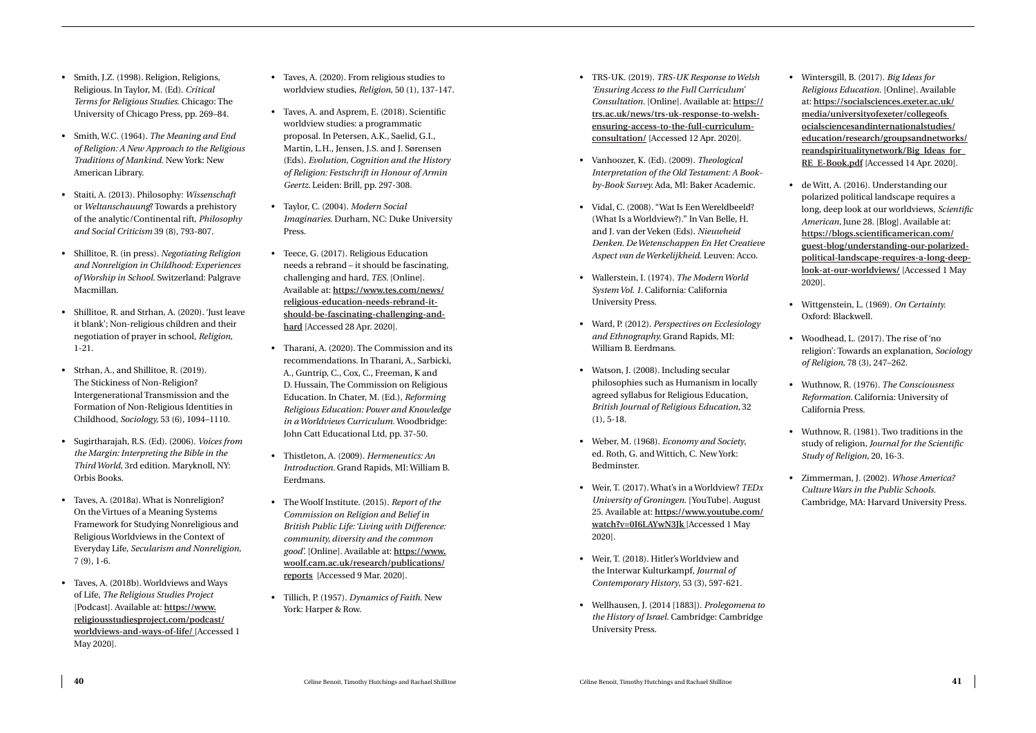- Smith, J.Z. (1998). Religion, Religions, Religious. In Taylor, M. (Ed). *Critical Terms for Religious Studies*. Chicago: The University of Chicago Press, pp. 269–84.
- Smith, W.C. (1964). *The Meaning and End of Religion: A New Approach to the Religious Traditions of Mankind*. New York: New American Library.
- Staiti, A. (2013). Philosophy: *Wissenschaft* or *Weltanschauung*? Towards a prehistory of the analytic/Continental rift, *Philosophy and Social Criticism* 39 (8), 793-807.
- Shillitoe, R. (in press). *Negotiating Religion and Nonreligion in Childhood: Experiences of Worship in School*. Switzerland: Palgrave Macmillan.
- Shillitoe, R. and Strhan, A. (2020). 'Just leave it blank'; Non-religious children and their negotiation of prayer in school, *Religion*, 1-21.
- Strhan, A., and Shillitoe, R. (2019). The Stickiness of Non-Religion? Intergenerational Transmission and the Formation of Non-Religious Identities in Childhood, *Sociology*, 53 (6), 1094–1110.
- Sugirtharajah, R.S. (Ed). (2006). *Voices from the Margin: Interpreting the Bible in the Third World*, 3rd edition. Maryknoll, NY: Orbis Books.
- Taves, A. (2018a). What is Nonreligion? On the Virtues of a Meaning Systems Framework for Studying Nonreligious and Religious Worldviews in the Context of Everyday Life, *Secularism and Nonreligion*, 7 (9), 1-6.
- Taves, A. (2018b). Worldviews and Ways of Life, *The Religious Studies Project* [Podcast]. Available at: **https://www.religiousstudiesproject.com/podcast/worldviews-and-ways-of-life/** [Accessed 1 May 2020].
- Taves, A. (2020). From religious studies to worldview studies, *Religion*, 50 (1), 137-147.
- Taves, A. and Asprem, E. (2018). Scientific worldview studies: a programmatic proposal. In Petersen, A.K., Saelid, G.I., Martin, L.H., Jensen, J.S. and J. Sørensen (Eds). *Evolution, Cognition and the History of Religion: Festschrift in Honour of Armin Geertz*. Leiden: Brill, pp. 297-308.
- Taylor, C. (2004). *Modern Social Imaginaries*. Durham, NC: Duke University Press.
- Teece, G. (2017). Religious Education needs a rebrand – it should be fascinating, challenging and hard, *TES*. [Online]. Available at: **https://www.tes.com/news/religious-education-needs-rebrand-it-should-be-fascinating-challenging-and-hard** [Accessed 28 Apr. 2020].
- Tharani, A. (2020). The Commission and its recommendations. In Tharani, A., Sarbicki, A., Guntrip, C., Cox, C., Freeman, K and D. Hussain, The Commission on Religious Education. In Chater, M. (Ed.), *Reforming Religious Education: Power and Knowledge in a Worldviews Curriculum*. Woodbridge: John Catt Educational Ltd, pp. 37-50.
- Thistleton, A. (2009). *Hermeneutics: An Introduction*. Grand Rapids, MI: William B. Eerdmans.
- The Woolf Institute. (2015). *Report of the Commission on Religion and Belief in British Public Life: 'Living with Difference: community, diversity and the common good'.* [Online]. Available at: **https://www.woolf.cam.ac.uk/research/publications/reports** [Accessed 9 Mar. 2020].
- Tillich, P. (1957). *Dynamics of Faith*. New York: Harper & Row.
- TRS-UK. (2019). *TRS-UK Response to Welsh 'Ensuring Access to the Full Curriculum' Consultation*. [Online]. Available at: **https://trs.ac.uk/news/trs-uk-response-to-welsh-ensuring-access-to-the-full-curriculum-consultation/** [Accessed 12 Apr. 2020].
- Vanhoozer, K. (Ed). (2009). *Theological Interpretation of the Old Testament: A Book-by-Book Survey*. Ada, MI: Baker Academic.
- Vidal, C. (2008). "Wat Is Een Wereldbeeld? (What Is a Worldview?)." In Van Belle, H. and J. van der Veken (Eds). *Nieuwheid Denken. De Wetenschappen En Het Creatieve Aspect van de Werkelijkheid*. Leuven: Acco.
- Wallerstein, I. (1974). *The Modern World System Vol. 1*. California: California University Press.
- Ward, P. (2012). *Perspectives on Ecclesiology and Ethnography*. Grand Rapids, MI: William B. Eerdmans.
- Watson, J. (2008). Including secular philosophies such as Humanism in locally agreed syllabus for Religious Education, *British Journal of Religious Education*, 32 (1), 5-18.
- Weber, M. (1968). *Economy and Society*, ed. Roth, G. and Wittich, C. New York: Bedminster.
- Weir, T. (2017). What's in a Worldview? *TEDx University of Groningen*. [YouTube]. August 25. Available at: **https://www.youtube.com/watch?v=0I6LAYwN3Jk** [Accessed 1 May 2020].
- Weir, T. (2018). Hitler's Worldview and the Interwar Kulturkampf, *Journal of Contemporary History*, 53 (3), 597-621.
- Wellhausen, J. (2014 [1883]). *Prolegomena to the History of Israel*. Cambridge: Cambridge University Press.
- Wintersgill, B. (2017). *Big Ideas for Religious Education*. [Online]. Available at: **https://socialsciences.exeter.ac.uk/media/universityofexeter/collegeofsocialsciencesandinternationalstudies/education/research/groupsandnetworks/reandspiritualitynetwork/Big_Ideas_for_RE_E-Book.pdf** [Accessed 14 Apr. 2020].
- de Witt, A. (2016). Understanding our polarized political landscape requires a long, deep look at our worldviews, *Scientific American*, June 28. [Blog]. Available at: **https://blogs.scientificamerican.com/guest-blog/understanding-our-polarized-political-landscape-requires-a-long-deep-look-at-our-worldviews/** [Accessed 1 May 2020].
- Wittgenstein, L. (1969). *On Certainty*. Oxford: Blackwell.
- Woodhead, L. (2017). The rise of 'no religion': Towards an explanation, *Sociology of Religion*, 78 (3), 247–262.
- Wuthnow, R. (1976). *The Consciousness Reformation*. California: University of California Press.
- Wuthnow, R. (1981). Two traditions in the study of religion, *Journal for the Scientific Study of Religion*, 20, 16-3.
- Zimmerman, J. (2002). *Whose America? Culture Wars in the Public Schools*. Cambridge, MA: Harvard University Press.